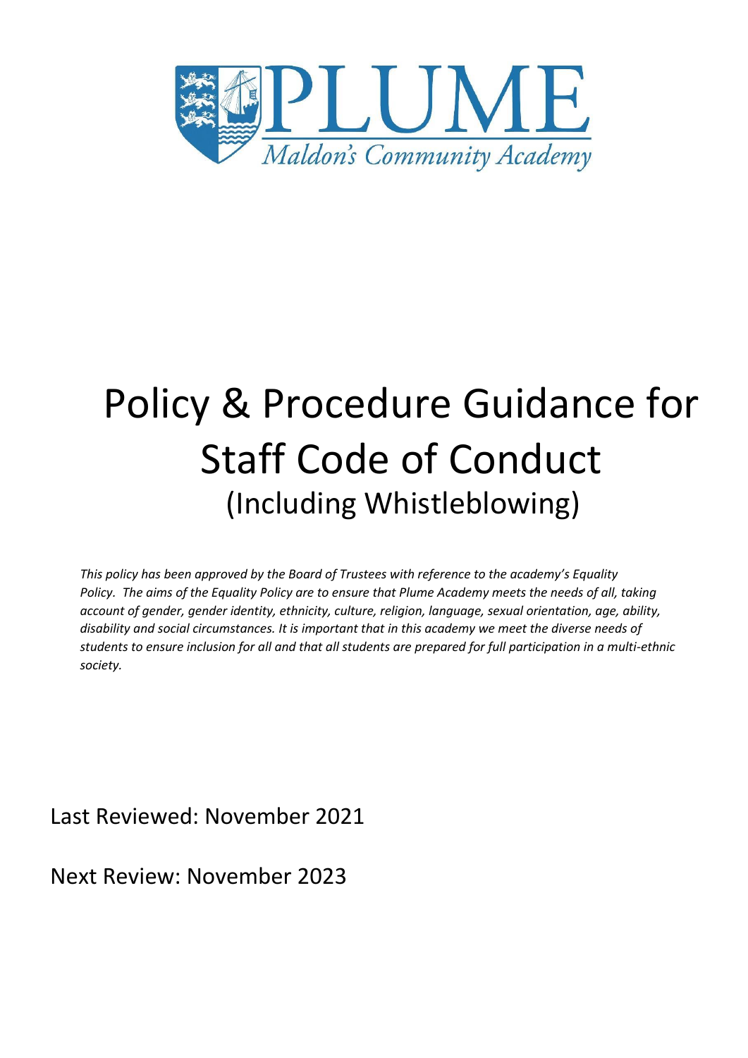PLUME

*Maldon's Community Academy*

# Policy & Procedure Guidance for Staff Code of Conduct

## (Including Whistleblowing)

*This policy has been approved by the Board of Trustees with reference to the academy's Equality Policy. The aims of the Equality Policy are to ensure that Plume Academy meets the needs of all, taking account of gender, gender identity, ethnicity, culture, religion, language, sexual orientation, age, ability, disability and social circumstances. It is important that in this academy we meet the diverse needs of students to ensure inclusion for all and that all students are prepared for full participation in a multi-ethnic society.*

Last Reviewed: November 2021

Next Review: November 2023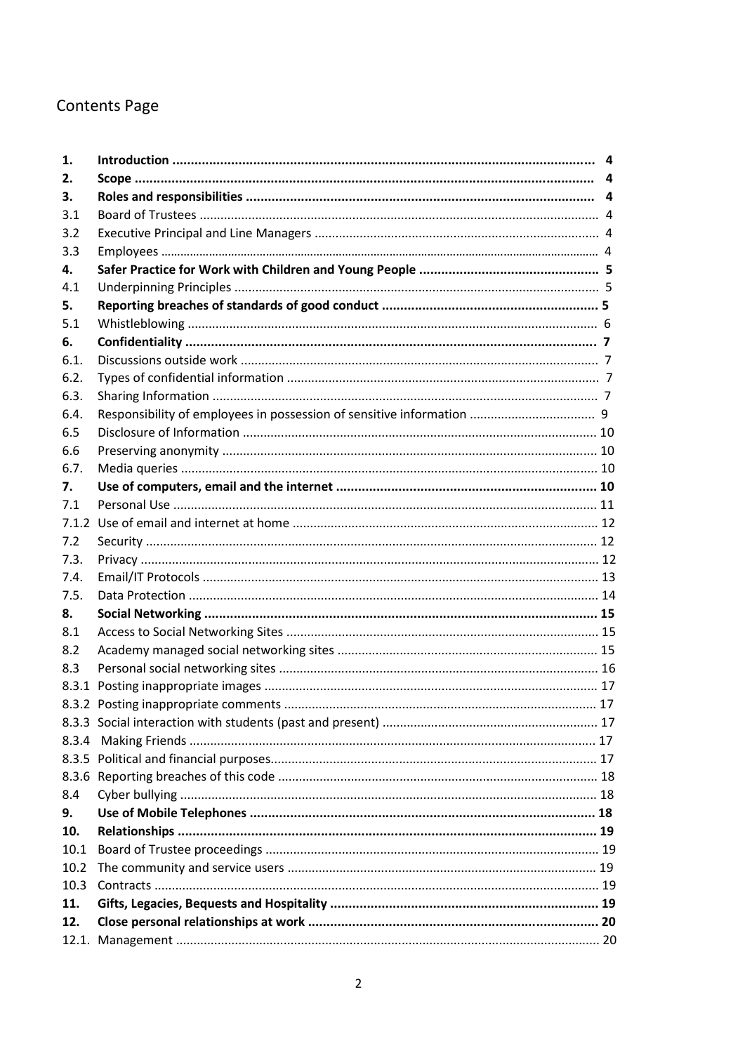# Contents Page

| | | |
|---|---|---|
| **1.** | **Introduction** | **4** |
| **2.** | **Scope** | **4** |
| **3.** | **Roles and responsibilities** | **4** |
| 3.1 | Board of Trustees | 4 |
| 3.2 | Executive Principal and Line Managers | 4 |
| 3.3 | Employees | 4 |
| **4.** | **Safer Practice for Work with Children and Young People** | **5** |
| 4.1 | Underpinning Principles | 5 |
| **5.** | **Reporting breaches of standards of good conduct** | **5** |
| 5.1 | Whistleblowing | 6 |
| **6.** | **Confidentiality** | **7** |
| 6.1. | Discussions outside work | 7 |
| 6.2. | Types of confidential information | 7 |
| 6.3. | Sharing Information | 7 |
| 6.4. | Responsibility of employees in possession of sensitive information | 9 |
| 6.5 | Disclosure of Information | 10 |
| 6.6 | Preserving anonymity | 10 |
| 6.7. | Media queries | 10 |
| **7.** | **Use of computers, email and the internet** | **10** |
| 7.1 | Personal Use | 11 |
| 7.1.2 | Use of email and internet at home | 12 |
| 7.2 | Security | 12 |
| 7.3. | Privacy | 12 |
| 7.4. | Email/IT Protocols | 13 |
| 7.5. | Data Protection | 14 |
| **8.** | **Social Networking** | **15** |
| 8.1 | Access to Social Networking Sites | 15 |
| 8.2 | Academy managed social networking sites | 15 |
| 8.3 | Personal social networking sites | 16 |
| 8.3.1 | Posting inappropriate images | 17 |
| 8.3.2 | Posting inappropriate comments | 17 |
| 8.3.3 | Social interaction with students (past and present) | 17 |
| 8.3.4 | Making Friends | 17 |
| 8.3.5 | Political and financial purposes | 17 |
| 8.3.6 | Reporting breaches of this code | 18 |
| 8.4 | Cyber bullying | 18 |
| **9.** | **Use of Mobile Telephones** | **18** |
| **10.** | **Relationships** | **19** |
| 10.1 | Board of Trustee proceedings | 19 |
| 10.2 | The community and service users | 19 |
| 10.3 | Contracts | 19 |
| **11.** | **Gifts, Legacies, Bequests and Hospitality** | **19** |
| **12.** | **Close personal relationships at work** | **20** |
| 12.1. | Management | 20 |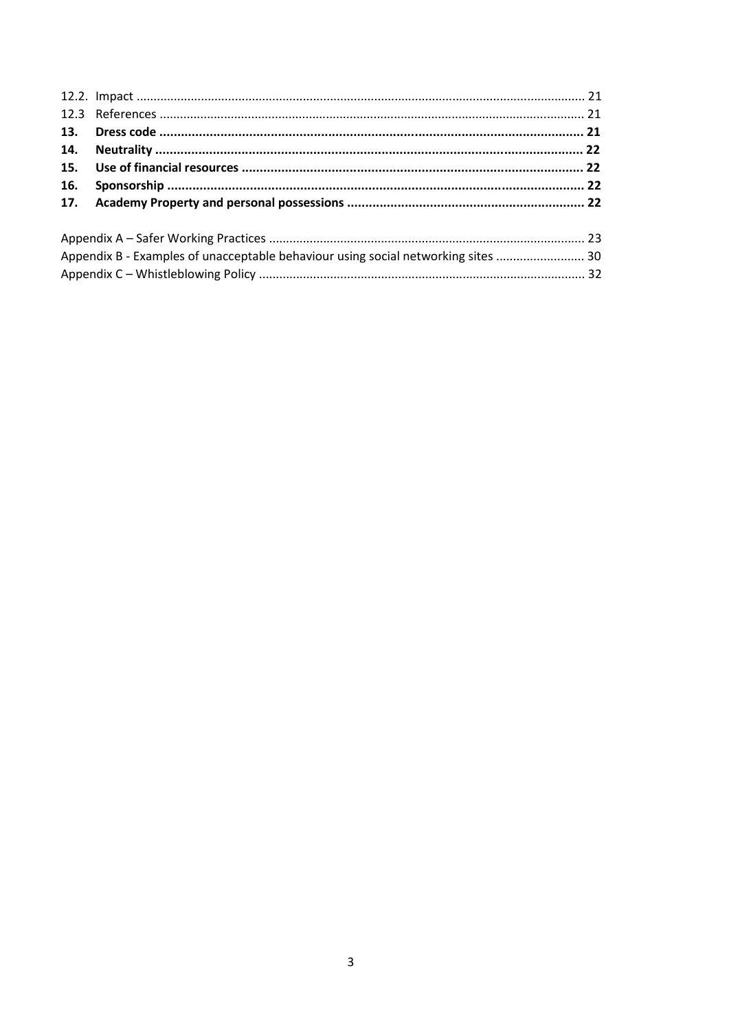| | | |
|---|---|---|
| 12.2. | Impact | 21 |
| 12.3 | References | 21 |
| **13.** | **Dress code** | **21** |
| **14.** | **Neutrality** | **22** |
| **15.** | **Use of financial resources** | **22** |
| **16.** | **Sponsorship** | **22** |
| **17.** | **Academy Property and personal possessions** | **22** |

| | |
|---|---|
| Appendix A – Safer Working Practices | 23 |
| Appendix B - Examples of unacceptable behaviour using social networking sites | 30 |
| Appendix C – Whistleblowing Policy | 32 |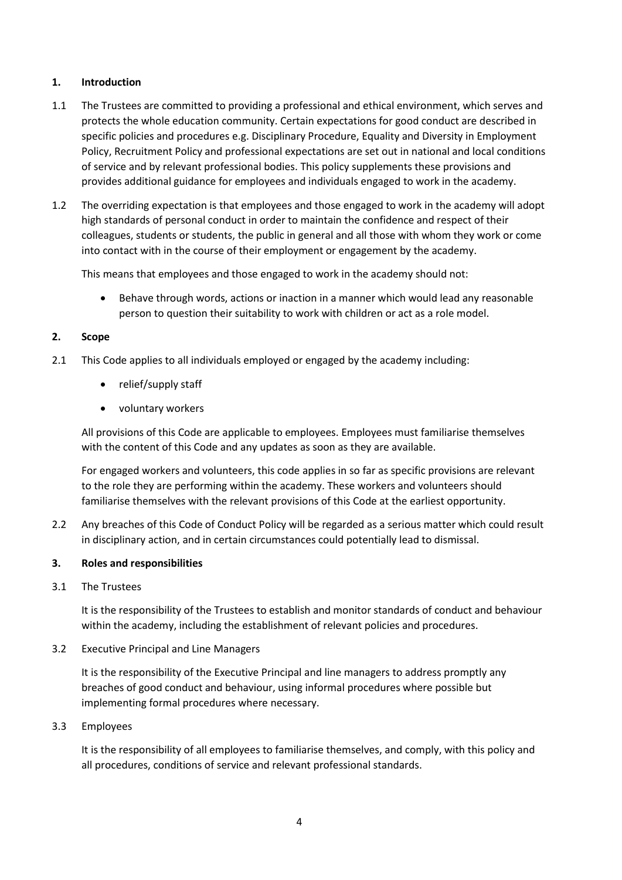## 1. Introduction

1.1 The Trustees are committed to providing a professional and ethical environment, which serves and protects the whole education community. Certain expectations for good conduct are described in specific policies and procedures e.g. Disciplinary Procedure, Equality and Diversity in Employment Policy, Recruitment Policy and professional expectations are set out in national and local conditions of service and by relevant professional bodies. This policy supplements these provisions and provides additional guidance for employees and individuals engaged to work in the academy.

1.2 The overriding expectation is that employees and those engaged to work in the academy will adopt high standards of personal conduct in order to maintain the confidence and respect of their colleagues, students or students, the public in general and all those with whom they work or come into contact with in the course of their employment or engagement by the academy.

This means that employees and those engaged to work in the academy should not:

- Behave through words, actions or inaction in a manner which would lead any reasonable person to question their suitability to work with children or act as a role model.

## 2. Scope

2.1 This Code applies to all individuals employed or engaged by the academy including:

- relief/supply staff
- voluntary workers

All provisions of this Code are applicable to employees. Employees must familiarise themselves with the content of this Code and any updates as soon as they are available.

For engaged workers and volunteers, this code applies in so far as specific provisions are relevant to the role they are performing within the academy. These workers and volunteers should familiarise themselves with the relevant provisions of this Code at the earliest opportunity.

2.2 Any breaches of this Code of Conduct Policy will be regarded as a serious matter which could result in disciplinary action, and in certain circumstances could potentially lead to dismissal.

## 3. Roles and responsibilities

3.1 The Trustees

It is the responsibility of the Trustees to establish and monitor standards of conduct and behaviour within the academy, including the establishment of relevant policies and procedures.

3.2 Executive Principal and Line Managers

It is the responsibility of the Executive Principal and line managers to address promptly any breaches of good conduct and behaviour, using informal procedures where possible but implementing formal procedures where necessary.

3.3 Employees

It is the responsibility of all employees to familiarise themselves, and comply, with this policy and all procedures, conditions of service and relevant professional standards.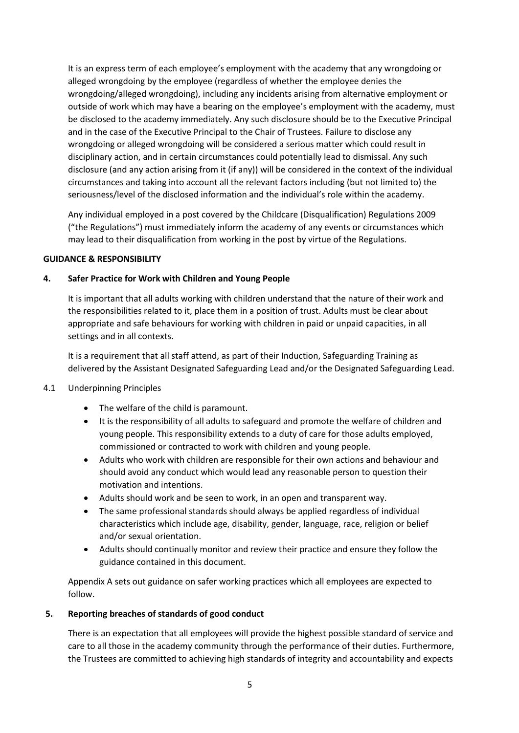It is an express term of each employee's employment with the academy that any wrongdoing or alleged wrongdoing by the employee (regardless of whether the employee denies the wrongdoing/alleged wrongdoing), including any incidents arising from alternative employment or outside of work which may have a bearing on the employee's employment with the academy, must be disclosed to the academy immediately. Any such disclosure should be to the Executive Principal and in the case of the Executive Principal to the Chair of Trustees. Failure to disclose any wrongdoing or alleged wrongdoing will be considered a serious matter which could result in disciplinary action, and in certain circumstances could potentially lead to dismissal. Any such disclosure (and any action arising from it (if any)) will be considered in the context of the individual circumstances and taking into account all the relevant factors including (but not limited to) the seriousness/level of the disclosed information and the individual's role within the academy.

Any individual employed in a post covered by the Childcare (Disqualification) Regulations 2009 ("the Regulations") must immediately inform the academy of any events or circumstances which may lead to their disqualification from working in the post by virtue of the Regulations.

**GUIDANCE & RESPONSIBILITY**

**4. Safer Practice for Work with Children and Young People**

It is important that all adults working with children understand that the nature of their work and the responsibilities related to it, place them in a position of trust. Adults must be clear about appropriate and safe behaviours for working with children in paid or unpaid capacities, in all settings and in all contexts.

It is a requirement that all staff attend, as part of their Induction, Safeguarding Training as delivered by the Assistant Designated Safeguarding Lead and/or the Designated Safeguarding Lead.

4.1 Underpinning Principles

- The welfare of the child is paramount.
- It is the responsibility of all adults to safeguard and promote the welfare of children and young people. This responsibility extends to a duty of care for those adults employed, commissioned or contracted to work with children and young people.
- Adults who work with children are responsible for their own actions and behaviour and should avoid any conduct which would lead any reasonable person to question their motivation and intentions.
- Adults should work and be seen to work, in an open and transparent way.
- The same professional standards should always be applied regardless of individual characteristics which include age, disability, gender, language, race, religion or belief and/or sexual orientation.
- Adults should continually monitor and review their practice and ensure they follow the guidance contained in this document.

Appendix A sets out guidance on safer working practices which all employees are expected to follow.

**5. Reporting breaches of standards of good conduct**

There is an expectation that all employees will provide the highest possible standard of service and care to all those in the academy community through the performance of their duties. Furthermore, the Trustees are committed to achieving high standards of integrity and accountability and expects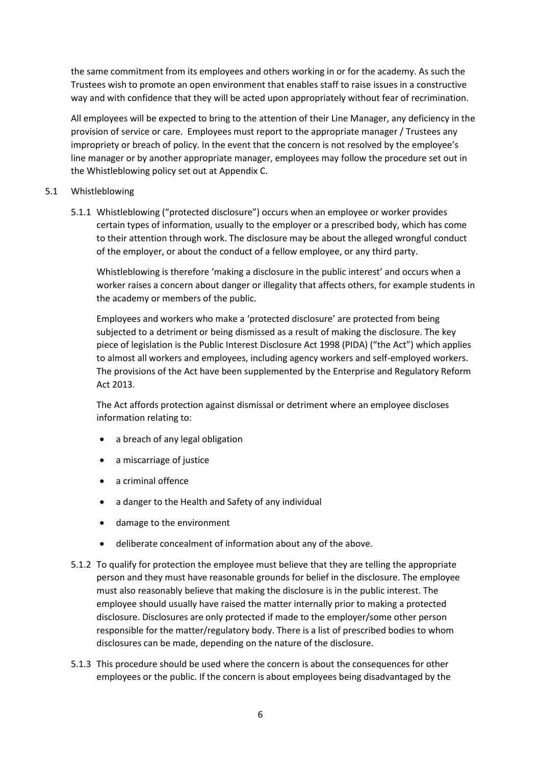the same commitment from its employees and others working in or for the academy. As such the Trustees wish to promote an open environment that enables staff to raise issues in a constructive way and with confidence that they will be acted upon appropriately without fear of recrimination.

All employees will be expected to bring to the attention of their Line Manager, any deficiency in the provision of service or care. Employees must report to the appropriate manager / Trustees any impropriety or breach of policy. In the event that the concern is not resolved by the employee's line manager or by another appropriate manager, employees may follow the procedure set out in the Whistleblowing policy set out at Appendix C.

5.1 Whistleblowing

5.1.1 Whistleblowing ("protected disclosure") occurs when an employee or worker provides certain types of information, usually to the employer or a prescribed body, which has come to their attention through work. The disclosure may be about the alleged wrongful conduct of the employer, or about the conduct of a fellow employee, or any third party.

Whistleblowing is therefore 'making a disclosure in the public interest' and occurs when a worker raises a concern about danger or illegality that affects others, for example students in the academy or members of the public.

Employees and workers who make a 'protected disclosure' are protected from being subjected to a detriment or being dismissed as a result of making the disclosure. The key piece of legislation is the Public Interest Disclosure Act 1998 (PIDA) ("the Act") which applies to almost all workers and employees, including agency workers and self-employed workers. The provisions of the Act have been supplemented by the Enterprise and Regulatory Reform Act 2013.

The Act affords protection against dismissal or detriment where an employee discloses information relating to:

- a breach of any legal obligation
- a miscarriage of justice
- a criminal offence
- a danger to the Health and Safety of any individual
- damage to the environment
- deliberate concealment of information about any of the above.

5.1.2 To qualify for protection the employee must believe that they are telling the appropriate person and they must have reasonable grounds for belief in the disclosure. The employee must also reasonably believe that making the disclosure is in the public interest. The employee should usually have raised the matter internally prior to making a protected disclosure. Disclosures are only protected if made to the employer/some other person responsible for the matter/regulatory body. There is a list of prescribed bodies to whom disclosures can be made, depending on the nature of the disclosure.

5.1.3 This procedure should be used where the concern is about the consequences for other employees or the public. If the concern is about employees being disadvantaged by the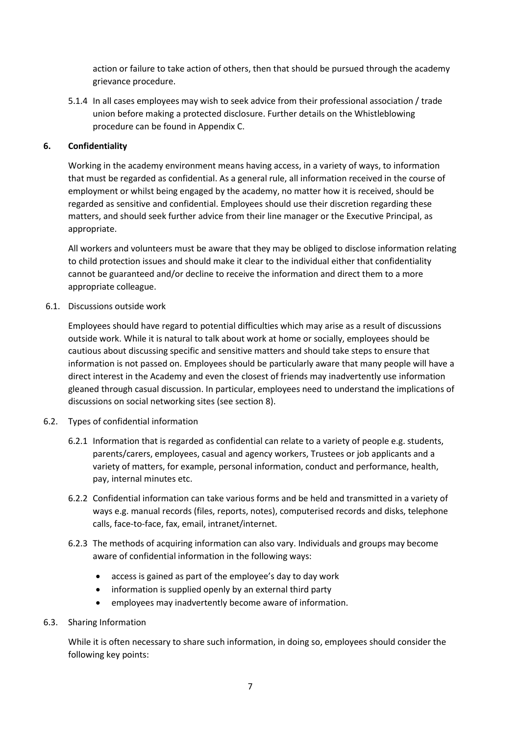action or failure to take action of others, then that should be pursued through the academy grievance procedure.

5.1.4 In all cases employees may wish to seek advice from their professional association / trade union before making a protected disclosure. Further details on the Whistleblowing procedure can be found in Appendix C.

## 6. Confidentiality

Working in the academy environment means having access, in a variety of ways, to information that must be regarded as confidential. As a general rule, all information received in the course of employment or whilst being engaged by the academy, no matter how it is received, should be regarded as sensitive and confidential. Employees should use their discretion regarding these matters, and should seek further advice from their line manager or the Executive Principal, as appropriate.

All workers and volunteers must be aware that they may be obliged to disclose information relating to child protection issues and should make it clear to the individual either that confidentiality cannot be guaranteed and/or decline to receive the information and direct them to a more appropriate colleague.

6.1. Discussions outside work

Employees should have regard to potential difficulties which may arise as a result of discussions outside work. While it is natural to talk about work at home or socially, employees should be cautious about discussing specific and sensitive matters and should take steps to ensure that information is not passed on. Employees should be particularly aware that many people will have a direct interest in the Academy and even the closest of friends may inadvertently use information gleaned through casual discussion. In particular, employees need to understand the implications of discussions on social networking sites (see section 8).

6.2. Types of confidential information

6.2.1 Information that is regarded as confidential can relate to a variety of people e.g. students, parents/carers, employees, casual and agency workers, Trustees or job applicants and a variety of matters, for example, personal information, conduct and performance, health, pay, internal minutes etc.

6.2.2 Confidential information can take various forms and be held and transmitted in a variety of ways e.g. manual records (files, reports, notes), computerised records and disks, telephone calls, face-to-face, fax, email, intranet/internet.

6.2.3 The methods of acquiring information can also vary. Individuals and groups may become aware of confidential information in the following ways:

- access is gained as part of the employee's day to day work
- information is supplied openly by an external third party
- employees may inadvertently become aware of information.

6.3. Sharing Information

While it is often necessary to share such information, in doing so, employees should consider the following key points: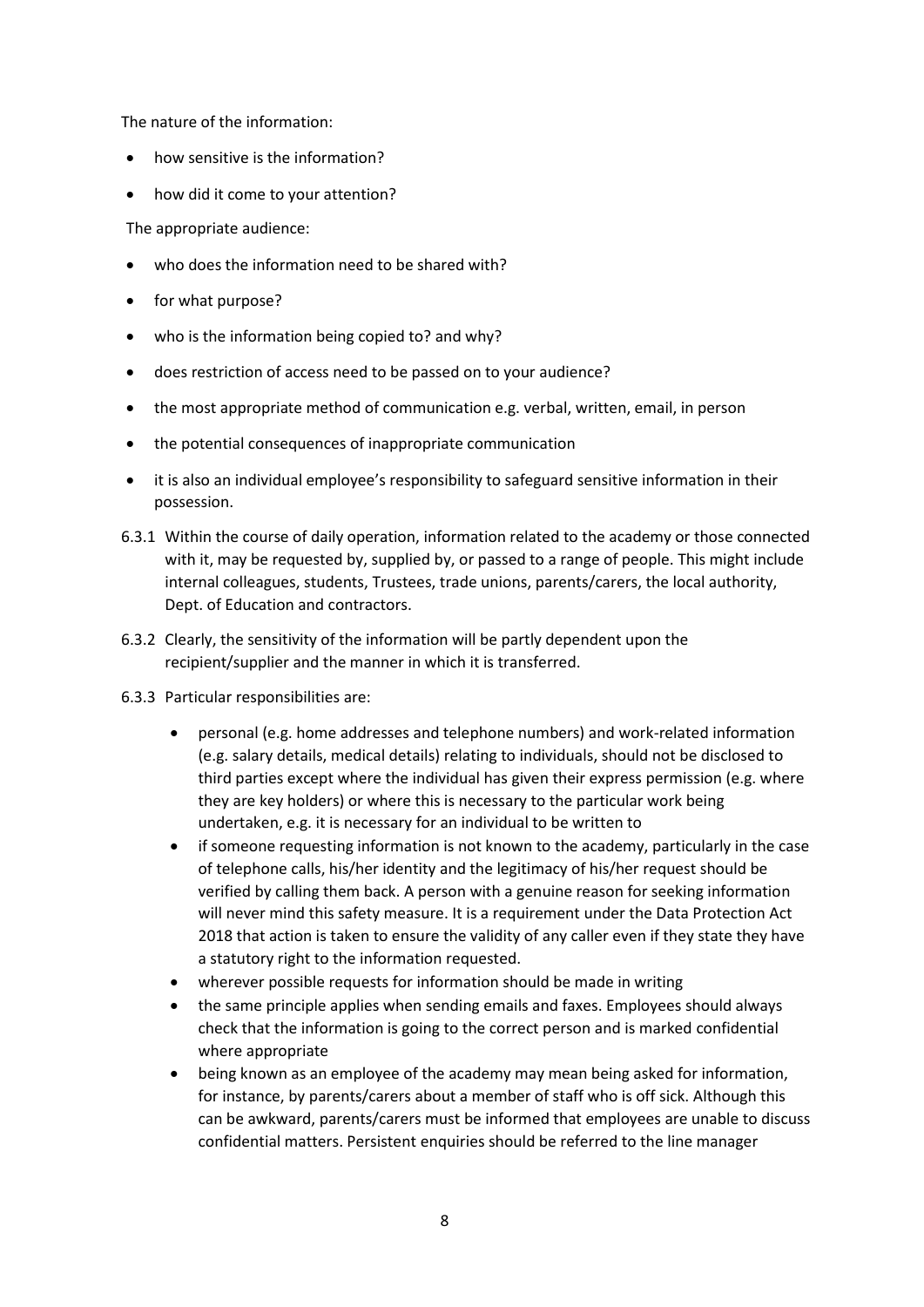The nature of the information:

- how sensitive is the information?
- how did it come to your attention?

The appropriate audience:

- who does the information need to be shared with?
- for what purpose?
- who is the information being copied to? and why?
- does restriction of access need to be passed on to your audience?
- the most appropriate method of communication e.g. verbal, written, email, in person
- the potential consequences of inappropriate communication
- it is also an individual employee's responsibility to safeguard sensitive information in their possession.

6.3.1 Within the course of daily operation, information related to the academy or those connected with it, may be requested by, supplied by, or passed to a range of people. This might include internal colleagues, students, Trustees, trade unions, parents/carers, the local authority, Dept. of Education and contractors.

6.3.2 Clearly, the sensitivity of the information will be partly dependent upon the recipient/supplier and the manner in which it is transferred.

6.3.3 Particular responsibilities are:

- personal (e.g. home addresses and telephone numbers) and work-related information (e.g. salary details, medical details) relating to individuals, should not be disclosed to third parties except where the individual has given their express permission (e.g. where they are key holders) or where this is necessary to the particular work being undertaken, e.g. it is necessary for an individual to be written to
- if someone requesting information is not known to the academy, particularly in the case of telephone calls, his/her identity and the legitimacy of his/her request should be verified by calling them back. A person with a genuine reason for seeking information will never mind this safety measure. It is a requirement under the Data Protection Act 2018 that action is taken to ensure the validity of any caller even if they state they have a statutory right to the information requested.
- wherever possible requests for information should be made in writing
- the same principle applies when sending emails and faxes. Employees should always check that the information is going to the correct person and is marked confidential where appropriate
- being known as an employee of the academy may mean being asked for information, for instance, by parents/carers about a member of staff who is off sick. Although this can be awkward, parents/carers must be informed that employees are unable to discuss confidential matters. Persistent enquiries should be referred to the line manager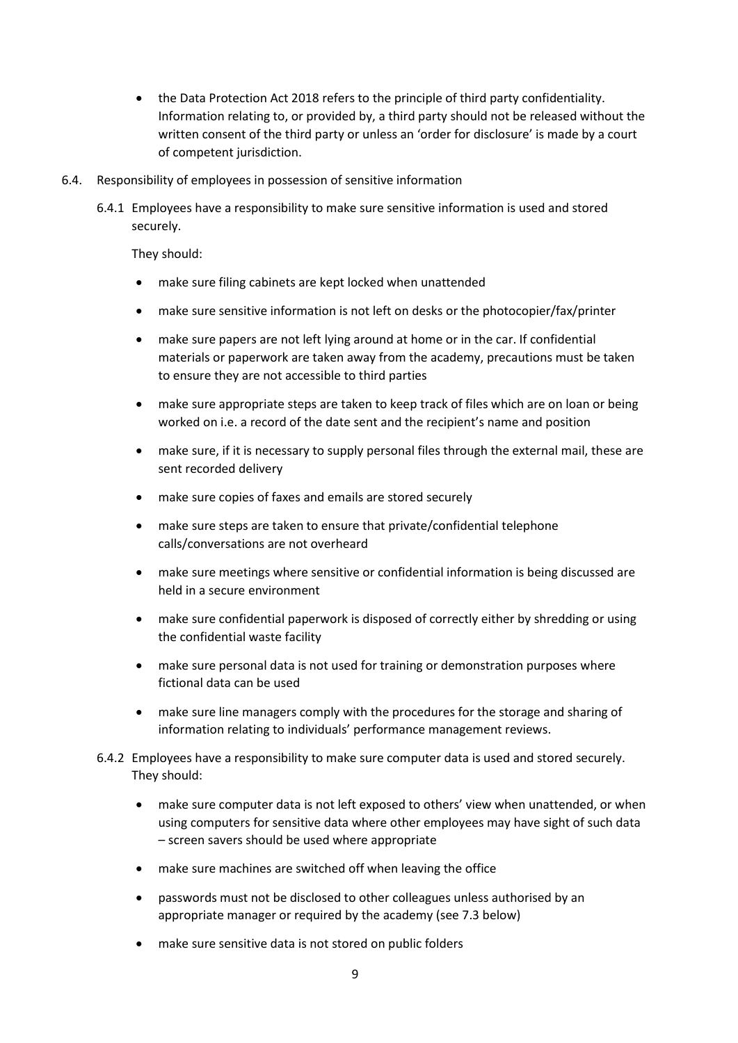- the Data Protection Act 2018 refers to the principle of third party confidentiality. Information relating to, or provided by, a third party should not be released without the written consent of the third party or unless an 'order for disclosure' is made by a court of competent jurisdiction.

6.4. Responsibility of employees in possession of sensitive information

6.4.1 Employees have a responsibility to make sure sensitive information is used and stored securely.

They should:

- make sure filing cabinets are kept locked when unattended
- make sure sensitive information is not left on desks or the photocopier/fax/printer
- make sure papers are not left lying around at home or in the car. If confidential materials or paperwork are taken away from the academy, precautions must be taken to ensure they are not accessible to third parties
- make sure appropriate steps are taken to keep track of files which are on loan or being worked on i.e. a record of the date sent and the recipient's name and position
- make sure, if it is necessary to supply personal files through the external mail, these are sent recorded delivery
- make sure copies of faxes and emails are stored securely
- make sure steps are taken to ensure that private/confidential telephone calls/conversations are not overheard
- make sure meetings where sensitive or confidential information is being discussed are held in a secure environment
- make sure confidential paperwork is disposed of correctly either by shredding or using the confidential waste facility
- make sure personal data is not used for training or demonstration purposes where fictional data can be used
- make sure line managers comply with the procedures for the storage and sharing of information relating to individuals' performance management reviews.

6.4.2 Employees have a responsibility to make sure computer data is used and stored securely. They should:

- make sure computer data is not left exposed to others' view when unattended, or when using computers for sensitive data where other employees may have sight of such data – screen savers should be used where appropriate
- make sure machines are switched off when leaving the office
- passwords must not be disclosed to other colleagues unless authorised by an appropriate manager or required by the academy (see 7.3 below)
- make sure sensitive data is not stored on public folders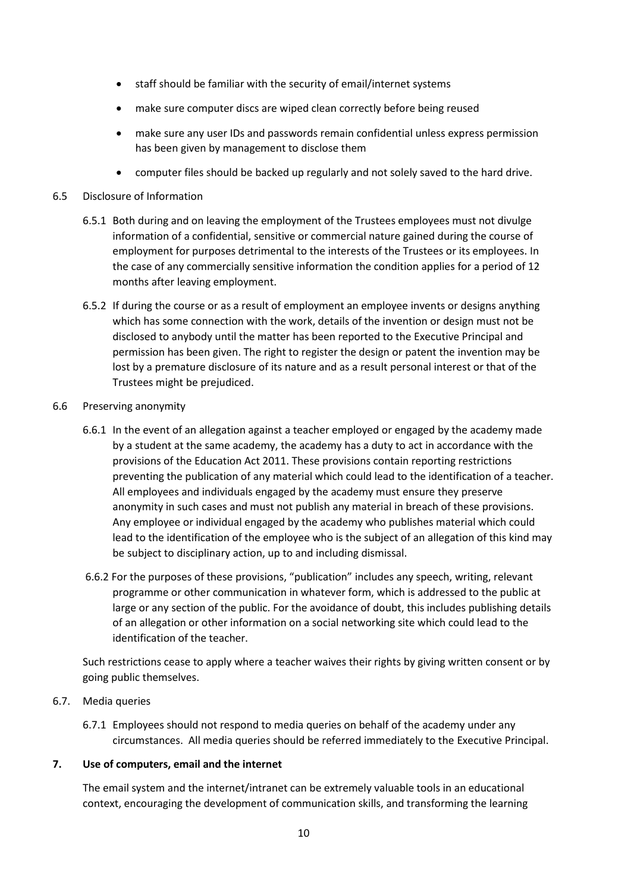- staff should be familiar with the security of email/internet systems
- make sure computer discs are wiped clean correctly before being reused
- make sure any user IDs and passwords remain confidential unless express permission has been given by management to disclose them
- computer files should be backed up regularly and not solely saved to the hard drive.

6.5 Disclosure of Information

6.5.1 Both during and on leaving the employment of the Trustees employees must not divulge information of a confidential, sensitive or commercial nature gained during the course of employment for purposes detrimental to the interests of the Trustees or its employees. In the case of any commercially sensitive information the condition applies for a period of 12 months after leaving employment.

6.5.2 If during the course or as a result of employment an employee invents or designs anything which has some connection with the work, details of the invention or design must not be disclosed to anybody until the matter has been reported to the Executive Principal and permission has been given. The right to register the design or patent the invention may be lost by a premature disclosure of its nature and as a result personal interest or that of the Trustees might be prejudiced.

6.6 Preserving anonymity

6.6.1 In the event of an allegation against a teacher employed or engaged by the academy made by a student at the same academy, the academy has a duty to act in accordance with the provisions of the Education Act 2011. These provisions contain reporting restrictions preventing the publication of any material which could lead to the identification of a teacher. All employees and individuals engaged by the academy must ensure they preserve anonymity in such cases and must not publish any material in breach of these provisions. Any employee or individual engaged by the academy who publishes material which could lead to the identification of the employee who is the subject of an allegation of this kind may be subject to disciplinary action, up to and including dismissal.

6.6.2 For the purposes of these provisions, "publication" includes any speech, writing, relevant programme or other communication in whatever form, which is addressed to the public at large or any section of the public. For the avoidance of doubt, this includes publishing details of an allegation or other information on a social networking site which could lead to the identification of the teacher.

Such restrictions cease to apply where a teacher waives their rights by giving written consent or by going public themselves.

6.7. Media queries

6.7.1 Employees should not respond to media queries on behalf of the academy under any circumstances. All media queries should be referred immediately to the Executive Principal.

**7. Use of computers, email and the internet**

The email system and the internet/intranet can be extremely valuable tools in an educational context, encouraging the development of communication skills, and transforming the learning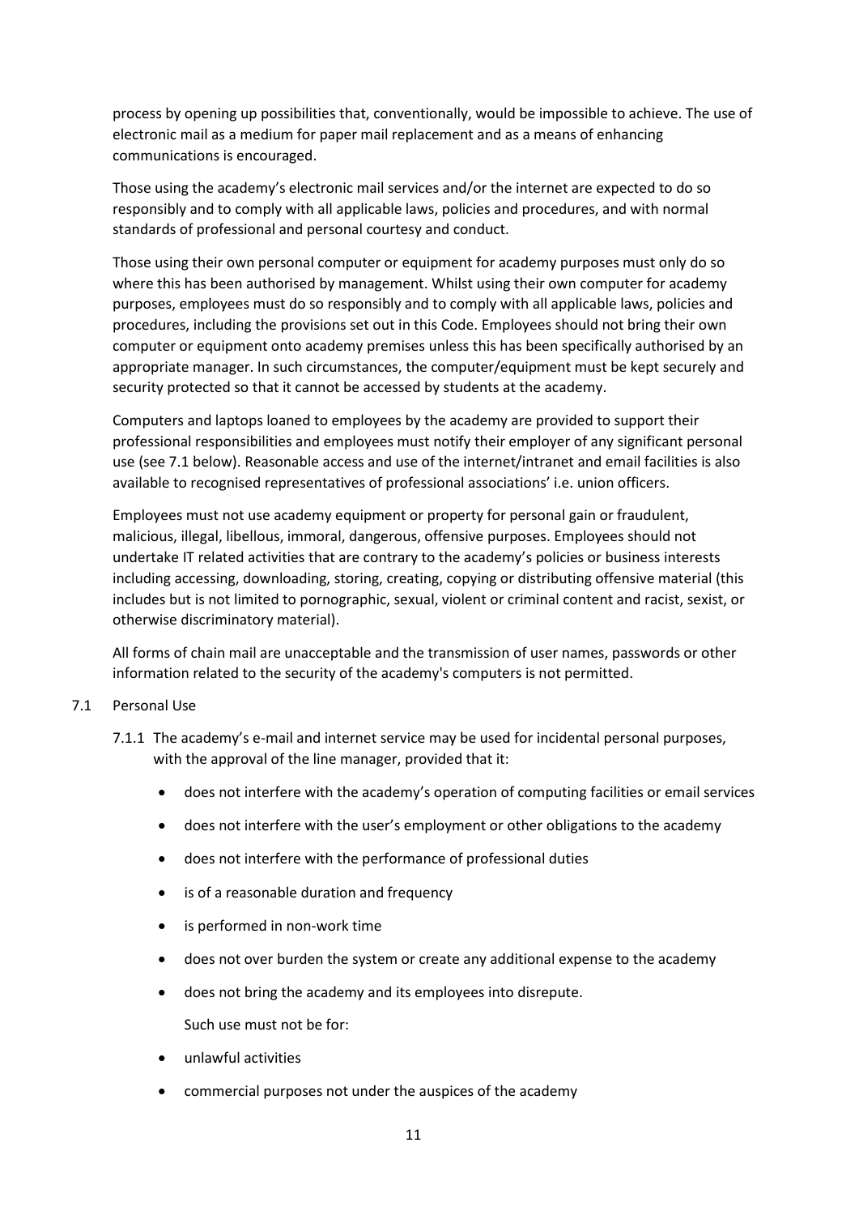process by opening up possibilities that, conventionally, would be impossible to achieve. The use of electronic mail as a medium for paper mail replacement and as a means of enhancing communications is encouraged.

Those using the academy's electronic mail services and/or the internet are expected to do so responsibly and to comply with all applicable laws, policies and procedures, and with normal standards of professional and personal courtesy and conduct.

Those using their own personal computer or equipment for academy purposes must only do so where this has been authorised by management. Whilst using their own computer for academy purposes, employees must do so responsibly and to comply with all applicable laws, policies and procedures, including the provisions set out in this Code. Employees should not bring their own computer or equipment onto academy premises unless this has been specifically authorised by an appropriate manager. In such circumstances, the computer/equipment must be kept securely and security protected so that it cannot be accessed by students at the academy.

Computers and laptops loaned to employees by the academy are provided to support their professional responsibilities and employees must notify their employer of any significant personal use (see 7.1 below). Reasonable access and use of the internet/intranet and email facilities is also available to recognised representatives of professional associations' i.e. union officers.

Employees must not use academy equipment or property for personal gain or fraudulent, malicious, illegal, libellous, immoral, dangerous, offensive purposes. Employees should not undertake IT related activities that are contrary to the academy's policies or business interests including accessing, downloading, storing, creating, copying or distributing offensive material (this includes but is not limited to pornographic, sexual, violent or criminal content and racist, sexist, or otherwise discriminatory material).

All forms of chain mail are unacceptable and the transmission of user names, passwords or other information related to the security of the academy's computers is not permitted.

## 7.1 Personal Use

7.1.1 The academy's e-mail and internet service may be used for incidental personal purposes, with the approval of the line manager, provided that it:

- does not interfere with the academy's operation of computing facilities or email services
- does not interfere with the user's employment or other obligations to the academy
- does not interfere with the performance of professional duties
- is of a reasonable duration and frequency
- is performed in non-work time
- does not over burden the system or create any additional expense to the academy
- does not bring the academy and its employees into disrepute.

Such use must not be for:

- unlawful activities
- commercial purposes not under the auspices of the academy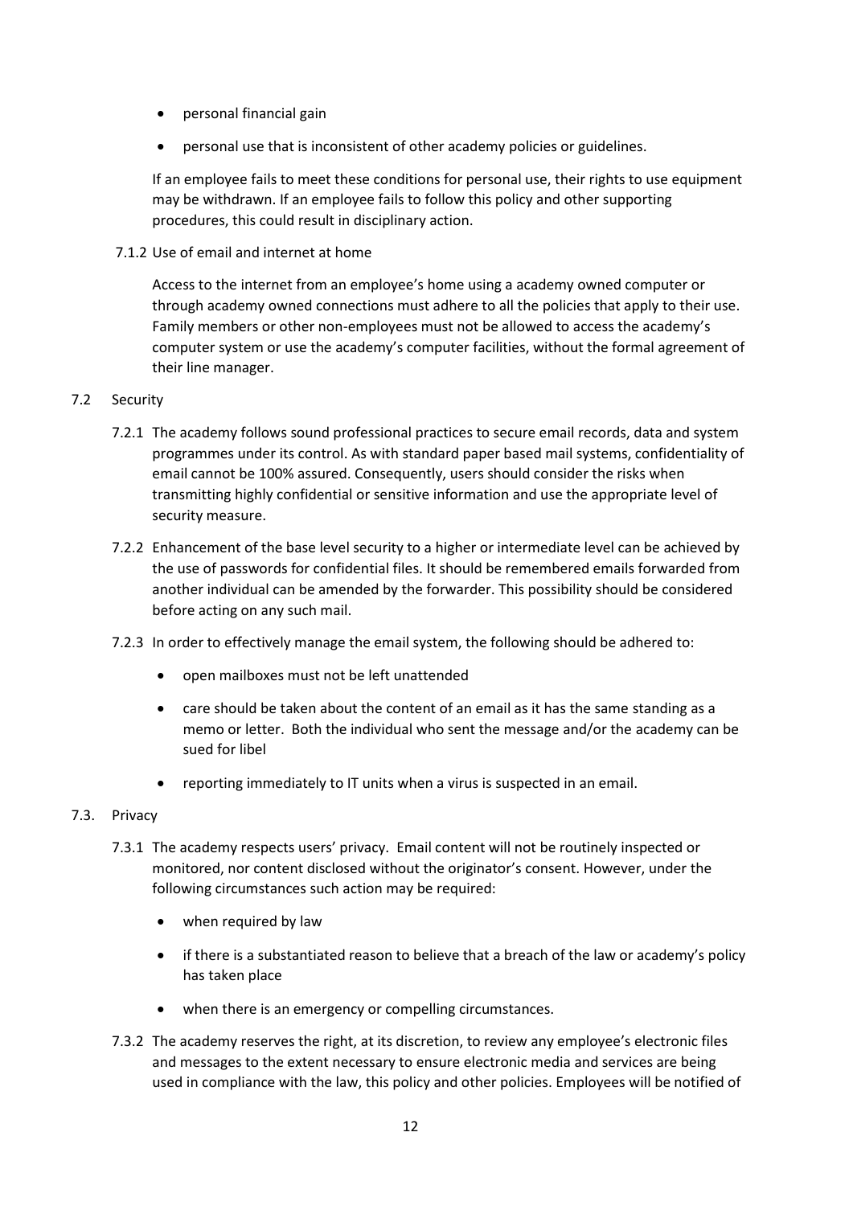- personal financial gain
- personal use that is inconsistent of other academy policies or guidelines.

If an employee fails to meet these conditions for personal use, their rights to use equipment may be withdrawn. If an employee fails to follow this policy and other supporting procedures, this could result in disciplinary action.

7.1.2 Use of email and internet at home

Access to the internet from an employee's home using a academy owned computer or through academy owned connections must adhere to all the policies that apply to their use. Family members or other non-employees must not be allowed to access the academy's computer system or use the academy's computer facilities, without the formal agreement of their line manager.

### 7.2 Security

7.2.1 The academy follows sound professional practices to secure email records, data and system programmes under its control. As with standard paper based mail systems, confidentiality of email cannot be 100% assured. Consequently, users should consider the risks when transmitting highly confidential or sensitive information and use the appropriate level of security measure.

7.2.2 Enhancement of the base level security to a higher or intermediate level can be achieved by the use of passwords for confidential files. It should be remembered emails forwarded from another individual can be amended by the forwarder. This possibility should be considered before acting on any such mail.

7.2.3 In order to effectively manage the email system, the following should be adhered to:

- open mailboxes must not be left unattended
- care should be taken about the content of an email as it has the same standing as a memo or letter. Both the individual who sent the message and/or the academy can be sued for libel
- reporting immediately to IT units when a virus is suspected in an email.

### 7.3. Privacy

7.3.1 The academy respects users' privacy. Email content will not be routinely inspected or monitored, nor content disclosed without the originator's consent. However, under the following circumstances such action may be required:

- when required by law
- if there is a substantiated reason to believe that a breach of the law or academy's policy has taken place
- when there is an emergency or compelling circumstances.

7.3.2 The academy reserves the right, at its discretion, to review any employee's electronic files and messages to the extent necessary to ensure electronic media and services are being used in compliance with the law, this policy and other policies. Employees will be notified of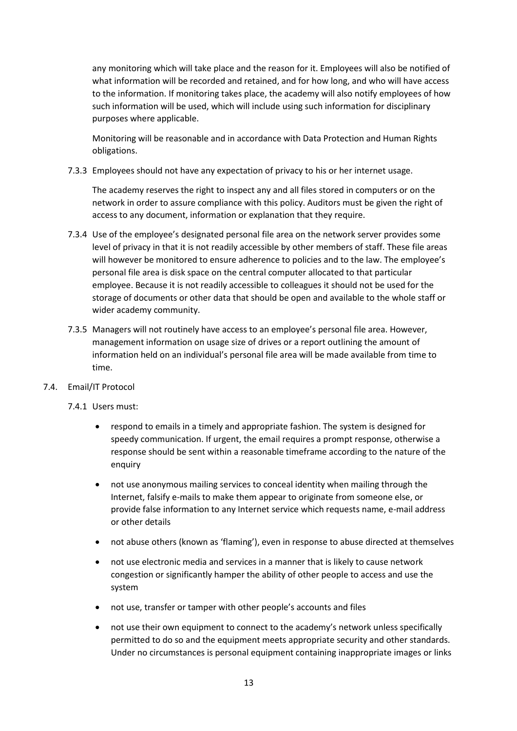any monitoring which will take place and the reason for it. Employees will also be notified of what information will be recorded and retained, and for how long, and who will have access to the information. If monitoring takes place, the academy will also notify employees of how such information will be used, which will include using such information for disciplinary purposes where applicable.

Monitoring will be reasonable and in accordance with Data Protection and Human Rights obligations.

7.3.3 Employees should not have any expectation of privacy to his or her internet usage.

The academy reserves the right to inspect any and all files stored in computers or on the network in order to assure compliance with this policy. Auditors must be given the right of access to any document, information or explanation that they require.

7.3.4 Use of the employee's designated personal file area on the network server provides some level of privacy in that it is not readily accessible by other members of staff. These file areas will however be monitored to ensure adherence to policies and to the law. The employee's personal file area is disk space on the central computer allocated to that particular employee. Because it is not readily accessible to colleagues it should not be used for the storage of documents or other data that should be open and available to the whole staff or wider academy community.

7.3.5 Managers will not routinely have access to an employee's personal file area. However, management information on usage size of drives or a report outlining the amount of information held on an individual's personal file area will be made available from time to time.

7.4. Email/IT Protocol

7.4.1 Users must:

- respond to emails in a timely and appropriate fashion. The system is designed for speedy communication. If urgent, the email requires a prompt response, otherwise a response should be sent within a reasonable timeframe according to the nature of the enquiry
- not use anonymous mailing services to conceal identity when mailing through the Internet, falsify e-mails to make them appear to originate from someone else, or provide false information to any Internet service which requests name, e-mail address or other details
- not abuse others (known as 'flaming'), even in response to abuse directed at themselves
- not use electronic media and services in a manner that is likely to cause network congestion or significantly hamper the ability of other people to access and use the system
- not use, transfer or tamper with other people's accounts and files
- not use their own equipment to connect to the academy's network unless specifically permitted to do so and the equipment meets appropriate security and other standards. Under no circumstances is personal equipment containing inappropriate images or links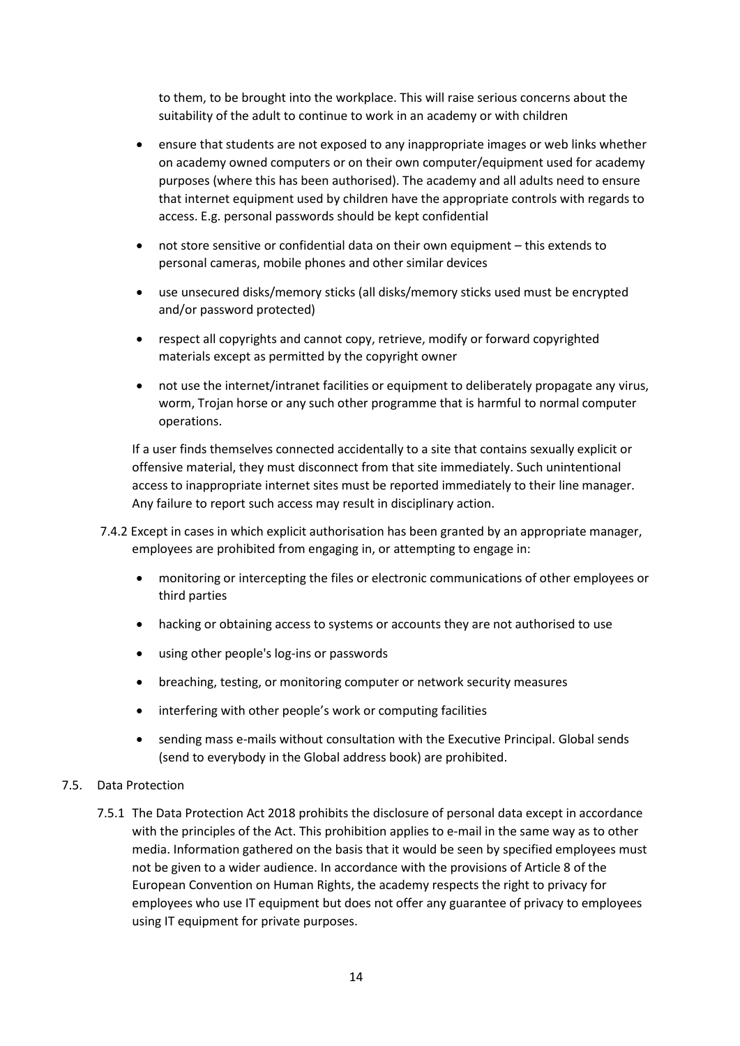to them, to be brought into the workplace. This will raise serious concerns about the suitability of the adult to continue to work in an academy or with children

- ensure that students are not exposed to any inappropriate images or web links whether on academy owned computers or on their own computer/equipment used for academy purposes (where this has been authorised). The academy and all adults need to ensure that internet equipment used by children have the appropriate controls with regards to access. E.g. personal passwords should be kept confidential
- not store sensitive or confidential data on their own equipment – this extends to personal cameras, mobile phones and other similar devices
- use unsecured disks/memory sticks (all disks/memory sticks used must be encrypted and/or password protected)
- respect all copyrights and cannot copy, retrieve, modify or forward copyrighted materials except as permitted by the copyright owner
- not use the internet/intranet facilities or equipment to deliberately propagate any virus, worm, Trojan horse or any such other programme that is harmful to normal computer operations.

If a user finds themselves connected accidentally to a site that contains sexually explicit or offensive material, they must disconnect from that site immediately. Such unintentional access to inappropriate internet sites must be reported immediately to their line manager. Any failure to report such access may result in disciplinary action.

7.4.2 Except in cases in which explicit authorisation has been granted by an appropriate manager, employees are prohibited from engaging in, or attempting to engage in:

- monitoring or intercepting the files or electronic communications of other employees or third parties
- hacking or obtaining access to systems or accounts they are not authorised to use
- using other people's log-ins or passwords
- breaching, testing, or monitoring computer or network security measures
- interfering with other people's work or computing facilities
- sending mass e-mails without consultation with the Executive Principal. Global sends (send to everybody in the Global address book) are prohibited.

7.5. Data Protection

7.5.1 The Data Protection Act 2018 prohibits the disclosure of personal data except in accordance with the principles of the Act. This prohibition applies to e-mail in the same way as to other media. Information gathered on the basis that it would be seen by specified employees must not be given to a wider audience. In accordance with the provisions of Article 8 of the European Convention on Human Rights, the academy respects the right to privacy for employees who use IT equipment but does not offer any guarantee of privacy to employees using IT equipment for private purposes.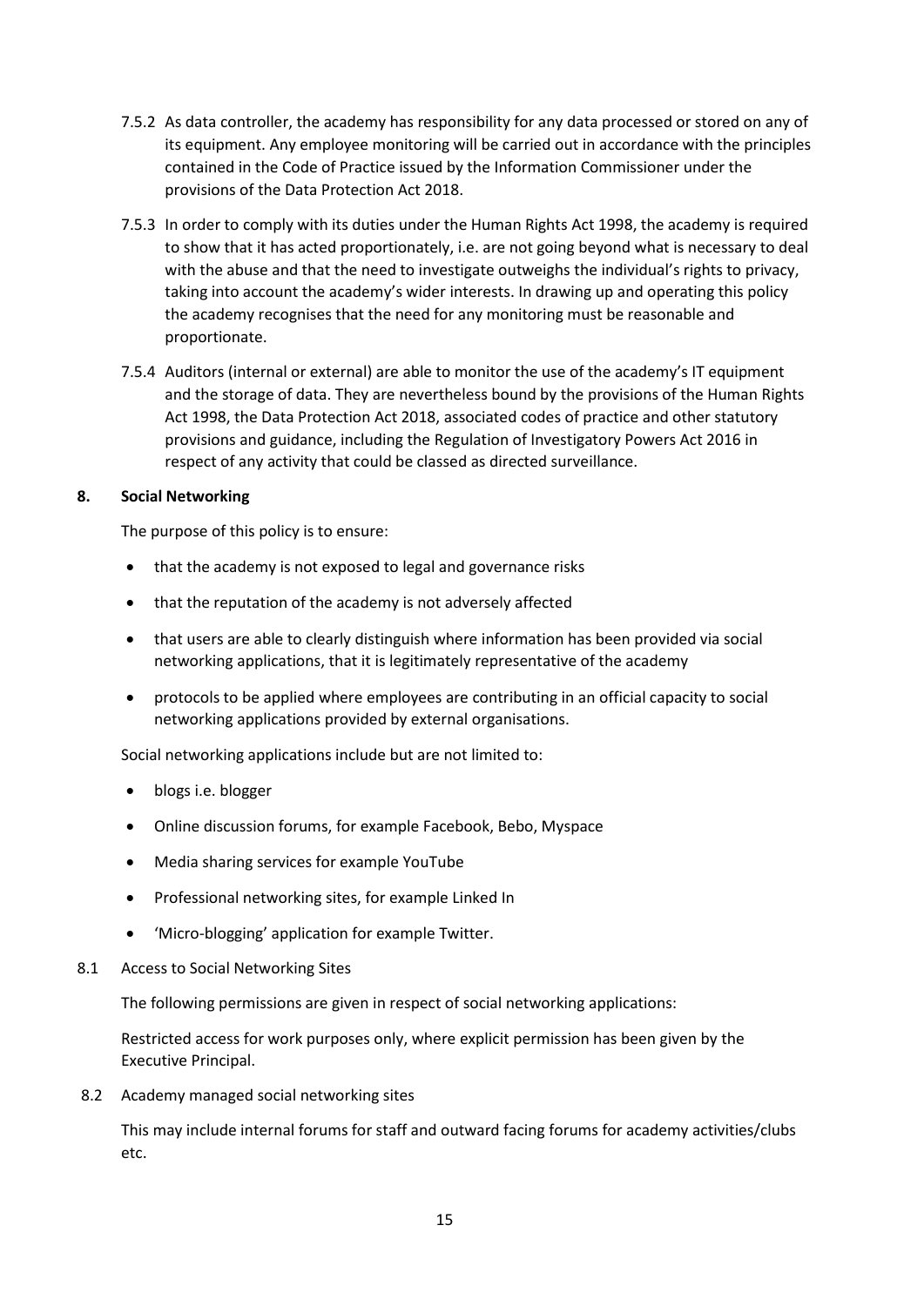7.5.2 As data controller, the academy has responsibility for any data processed or stored on any of its equipment. Any employee monitoring will be carried out in accordance with the principles contained in the Code of Practice issued by the Information Commissioner under the provisions of the Data Protection Act 2018.

7.5.3 In order to comply with its duties under the Human Rights Act 1998, the academy is required to show that it has acted proportionately, i.e. are not going beyond what is necessary to deal with the abuse and that the need to investigate outweighs the individual's rights to privacy, taking into account the academy's wider interests. In drawing up and operating this policy the academy recognises that the need for any monitoring must be reasonable and proportionate.

7.5.4 Auditors (internal or external) are able to monitor the use of the academy's IT equipment and the storage of data. They are nevertheless bound by the provisions of the Human Rights Act 1998, the Data Protection Act 2018, associated codes of practice and other statutory provisions and guidance, including the Regulation of Investigatory Powers Act 2016 in respect of any activity that could be classed as directed surveillance.

## 8. Social Networking

The purpose of this policy is to ensure:

- that the academy is not exposed to legal and governance risks
- that the reputation of the academy is not adversely affected
- that users are able to clearly distinguish where information has been provided via social networking applications, that it is legitimately representative of the academy
- protocols to be applied where employees are contributing in an official capacity to social networking applications provided by external organisations.

Social networking applications include but are not limited to:

- blogs i.e. blogger
- Online discussion forums, for example Facebook, Bebo, Myspace
- Media sharing services for example YouTube
- Professional networking sites, for example Linked In
- 'Micro-blogging' application for example Twitter.

### 8.1 Access to Social Networking Sites

The following permissions are given in respect of social networking applications:

Restricted access for work purposes only, where explicit permission has been given by the Executive Principal.

### 8.2 Academy managed social networking sites

This may include internal forums for staff and outward facing forums for academy activities/clubs etc.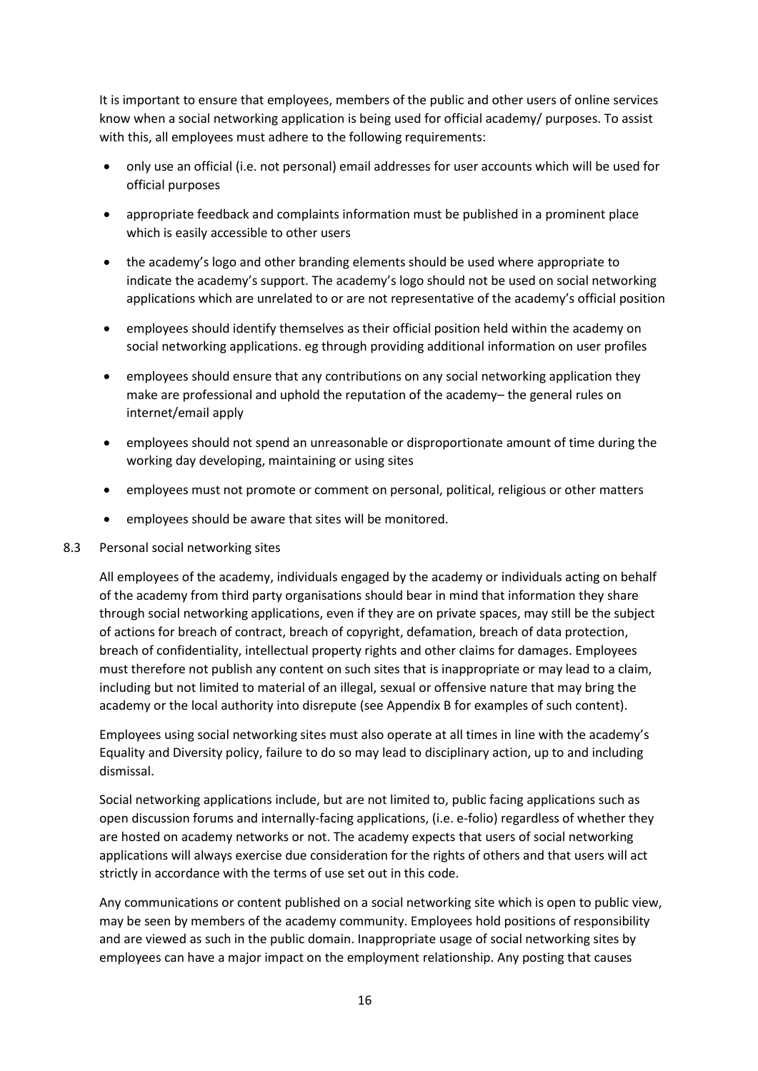It is important to ensure that employees, members of the public and other users of online services know when a social networking application is being used for official academy/ purposes. To assist with this, all employees must adhere to the following requirements:

- only use an official (i.e. not personal) email addresses for user accounts which will be used for official purposes
- appropriate feedback and complaints information must be published in a prominent place which is easily accessible to other users
- the academy's logo and other branding elements should be used where appropriate to indicate the academy's support. The academy's logo should not be used on social networking applications which are unrelated to or are not representative of the academy's official position
- employees should identify themselves as their official position held within the academy on social networking applications. eg through providing additional information on user profiles
- employees should ensure that any contributions on any social networking application they make are professional and uphold the reputation of the academy– the general rules on internet/email apply
- employees should not spend an unreasonable or disproportionate amount of time during the working day developing, maintaining or using sites
- employees must not promote or comment on personal, political, religious or other matters
- employees should be aware that sites will be monitored.

8.3 Personal social networking sites

All employees of the academy, individuals engaged by the academy or individuals acting on behalf of the academy from third party organisations should bear in mind that information they share through social networking applications, even if they are on private spaces, may still be the subject of actions for breach of contract, breach of copyright, defamation, breach of data protection, breach of confidentiality, intellectual property rights and other claims for damages. Employees must therefore not publish any content on such sites that is inappropriate or may lead to a claim, including but not limited to material of an illegal, sexual or offensive nature that may bring the academy or the local authority into disrepute (see Appendix B for examples of such content).

Employees using social networking sites must also operate at all times in line with the academy's Equality and Diversity policy, failure to do so may lead to disciplinary action, up to and including dismissal.

Social networking applications include, but are not limited to, public facing applications such as open discussion forums and internally-facing applications, (i.e. e-folio) regardless of whether they are hosted on academy networks or not. The academy expects that users of social networking applications will always exercise due consideration for the rights of others and that users will act strictly in accordance with the terms of use set out in this code.

Any communications or content published on a social networking site which is open to public view, may be seen by members of the academy community. Employees hold positions of responsibility and are viewed as such in the public domain. Inappropriate usage of social networking sites by employees can have a major impact on the employment relationship. Any posting that causes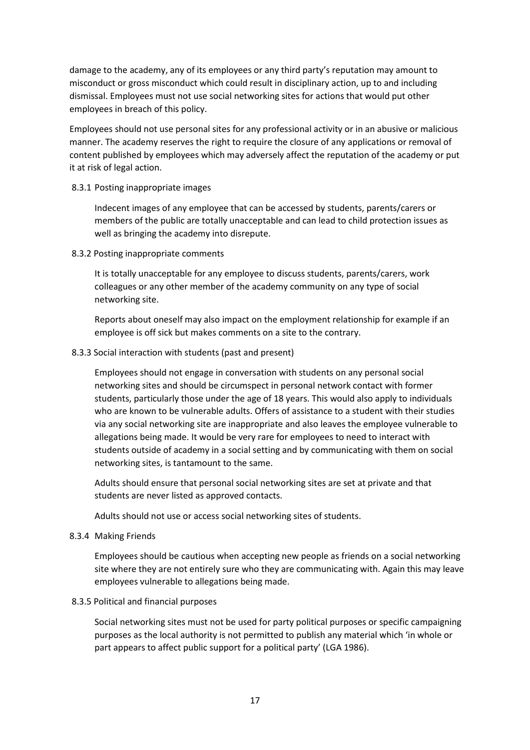damage to the academy, any of its employees or any third party's reputation may amount to misconduct or gross misconduct which could result in disciplinary action, up to and including dismissal. Employees must not use social networking sites for actions that would put other employees in breach of this policy.

Employees should not use personal sites for any professional activity or in an abusive or malicious manner. The academy reserves the right to require the closure of any applications or removal of content published by employees which may adversely affect the reputation of the academy or put it at risk of legal action.

#### 8.3.1 Posting inappropriate images

Indecent images of any employee that can be accessed by students, parents/carers or members of the public are totally unacceptable and can lead to child protection issues as well as bringing the academy into disrepute.

#### 8.3.2 Posting inappropriate comments

It is totally unacceptable for any employee to discuss students, parents/carers, work colleagues or any other member of the academy community on any type of social networking site.

Reports about oneself may also impact on the employment relationship for example if an employee is off sick but makes comments on a site to the contrary.

#### 8.3.3 Social interaction with students (past and present)

Employees should not engage in conversation with students on any personal social networking sites and should be circumspect in personal network contact with former students, particularly those under the age of 18 years. This would also apply to individuals who are known to be vulnerable adults. Offers of assistance to a student with their studies via any social networking site are inappropriate and also leaves the employee vulnerable to allegations being made. It would be very rare for employees to need to interact with students outside of academy in a social setting and by communicating with them on social networking sites, is tantamount to the same.

Adults should ensure that personal social networking sites are set at private and that students are never listed as approved contacts.

Adults should not use or access social networking sites of students.

#### 8.3.4 Making Friends

Employees should be cautious when accepting new people as friends on a social networking site where they are not entirely sure who they are communicating with. Again this may leave employees vulnerable to allegations being made.

#### 8.3.5 Political and financial purposes

Social networking sites must not be used for party political purposes or specific campaigning purposes as the local authority is not permitted to publish any material which 'in whole or part appears to affect public support for a political party' (LGA 1986).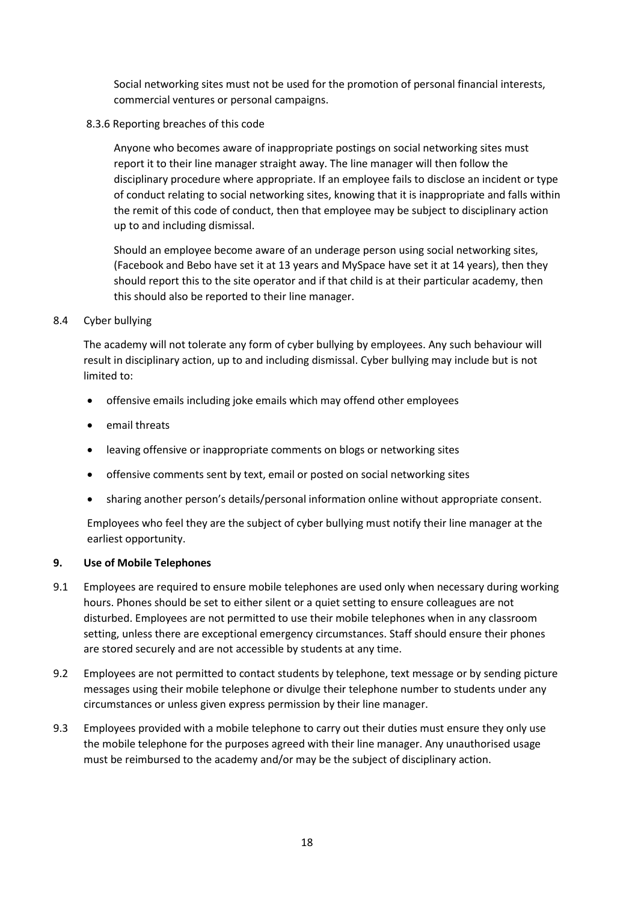Social networking sites must not be used for the promotion of personal financial interests, commercial ventures or personal campaigns.

8.3.6 Reporting breaches of this code

Anyone who becomes aware of inappropriate postings on social networking sites must report it to their line manager straight away. The line manager will then follow the disciplinary procedure where appropriate. If an employee fails to disclose an incident or type of conduct relating to social networking sites, knowing that it is inappropriate and falls within the remit of this code of conduct, then that employee may be subject to disciplinary action up to and including dismissal.

Should an employee become aware of an underage person using social networking sites, (Facebook and Bebo have set it at 13 years and MySpace have set it at 14 years), then they should report this to the site operator and if that child is at their particular academy, then this should also be reported to their line manager.

8.4 Cyber bullying

The academy will not tolerate any form of cyber bullying by employees. Any such behaviour will result in disciplinary action, up to and including dismissal. Cyber bullying may include but is not limited to:

- offensive emails including joke emails which may offend other employees
- email threats
- leaving offensive or inappropriate comments on blogs or networking sites
- offensive comments sent by text, email or posted on social networking sites
- sharing another person's details/personal information online without appropriate consent.

Employees who feel they are the subject of cyber bullying must notify their line manager at the earliest opportunity.

## 9. Use of Mobile Telephones

9.1 Employees are required to ensure mobile telephones are used only when necessary during working hours. Phones should be set to either silent or a quiet setting to ensure colleagues are not disturbed. Employees are not permitted to use their mobile telephones when in any classroom setting, unless there are exceptional emergency circumstances. Staff should ensure their phones are stored securely and are not accessible by students at any time.

9.2 Employees are not permitted to contact students by telephone, text message or by sending picture messages using their mobile telephone or divulge their telephone number to students under any circumstances or unless given express permission by their line manager.

9.3 Employees provided with a mobile telephone to carry out their duties must ensure they only use the mobile telephone for the purposes agreed with their line manager. Any unauthorised usage must be reimbursed to the academy and/or may be the subject of disciplinary action.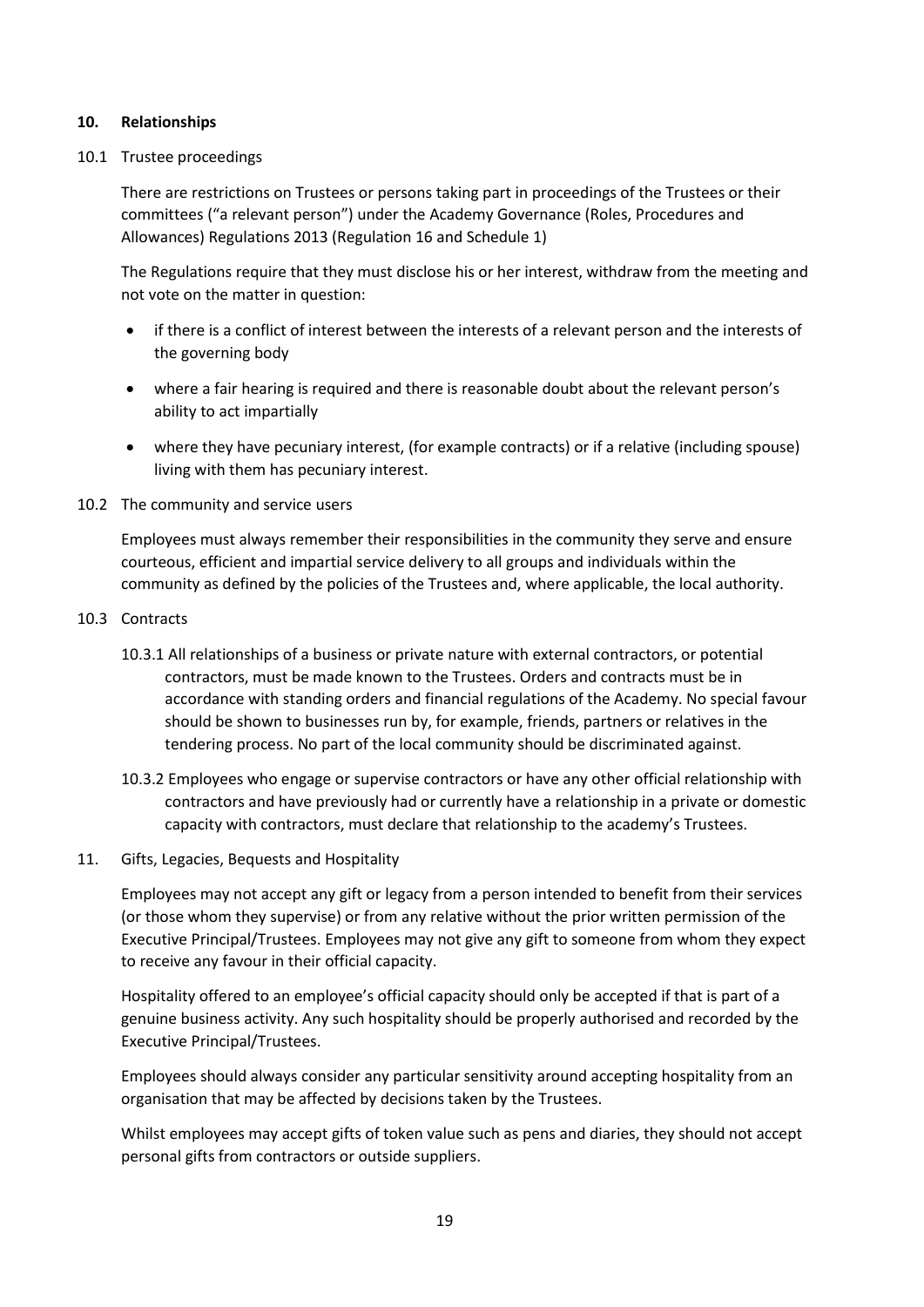## 10. Relationships

### 10.1 Trustee proceedings

There are restrictions on Trustees or persons taking part in proceedings of the Trustees or their committees ("a relevant person") under the Academy Governance (Roles, Procedures and Allowances) Regulations 2013 (Regulation 16 and Schedule 1)

The Regulations require that they must disclose his or her interest, withdraw from the meeting and not vote on the matter in question:

- if there is a conflict of interest between the interests of a relevant person and the interests of the governing body
- where a fair hearing is required and there is reasonable doubt about the relevant person's ability to act impartially
- where they have pecuniary interest, (for example contracts) or if a relative (including spouse) living with them has pecuniary interest.

### 10.2 The community and service users

Employees must always remember their responsibilities in the community they serve and ensure courteous, efficient and impartial service delivery to all groups and individuals within the community as defined by the policies of the Trustees and, where applicable, the local authority.

### 10.3 Contracts

10.3.1 All relationships of a business or private nature with external contractors, or potential contractors, must be made known to the Trustees. Orders and contracts must be in accordance with standing orders and financial regulations of the Academy. No special favour should be shown to businesses run by, for example, friends, partners or relatives in the tendering process. No part of the local community should be discriminated against.

10.3.2 Employees who engage or supervise contractors or have any other official relationship with contractors and have previously had or currently have a relationship in a private or domestic capacity with contractors, must declare that relationship to the academy's Trustees.

## 11. Gifts, Legacies, Bequests and Hospitality

Employees may not accept any gift or legacy from a person intended to benefit from their services (or those whom they supervise) or from any relative without the prior written permission of the Executive Principal/Trustees. Employees may not give any gift to someone from whom they expect to receive any favour in their official capacity.

Hospitality offered to an employee's official capacity should only be accepted if that is part of a genuine business activity. Any such hospitality should be properly authorised and recorded by the Executive Principal/Trustees.

Employees should always consider any particular sensitivity around accepting hospitality from an organisation that may be affected by decisions taken by the Trustees.

Whilst employees may accept gifts of token value such as pens and diaries, they should not accept personal gifts from contractors or outside suppliers.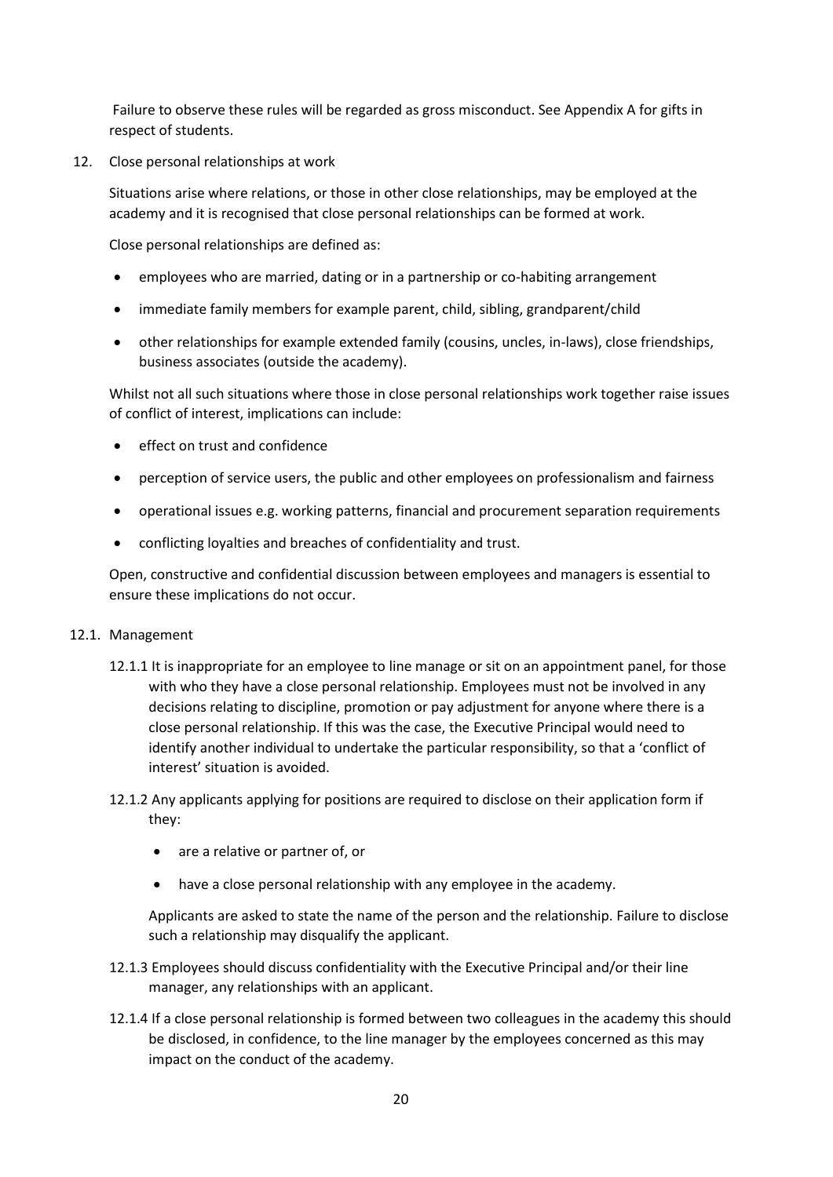Failure to observe these rules will be regarded as gross misconduct. See Appendix A for gifts in respect of students.

## 12. Close personal relationships at work

Situations arise where relations, or those in other close relationships, may be employed at the academy and it is recognised that close personal relationships can be formed at work.

Close personal relationships are defined as:

- employees who are married, dating or in a partnership or co-habiting arrangement
- immediate family members for example parent, child, sibling, grandparent/child
- other relationships for example extended family (cousins, uncles, in-laws), close friendships, business associates (outside the academy).

Whilst not all such situations where those in close personal relationships work together raise issues of conflict of interest, implications can include:

- effect on trust and confidence
- perception of service users, the public and other employees on professionalism and fairness
- operational issues e.g. working patterns, financial and procurement separation requirements
- conflicting loyalties and breaches of confidentiality and trust.

Open, constructive and confidential discussion between employees and managers is essential to ensure these implications do not occur.

### 12.1. Management

12.1.1 It is inappropriate for an employee to line manage or sit on an appointment panel, for those with who they have a close personal relationship. Employees must not be involved in any decisions relating to discipline, promotion or pay adjustment for anyone where there is a close personal relationship. If this was the case, the Executive Principal would need to identify another individual to undertake the particular responsibility, so that a 'conflict of interest' situation is avoided.

12.1.2 Any applicants applying for positions are required to disclose on their application form if they:

- are a relative or partner of, or
- have a close personal relationship with any employee in the academy.

Applicants are asked to state the name of the person and the relationship. Failure to disclose such a relationship may disqualify the applicant.

12.1.3 Employees should discuss confidentiality with the Executive Principal and/or their line manager, any relationships with an applicant.

12.1.4 If a close personal relationship is formed between two colleagues in the academy this should be disclosed, in confidence, to the line manager by the employees concerned as this may impact on the conduct of the academy.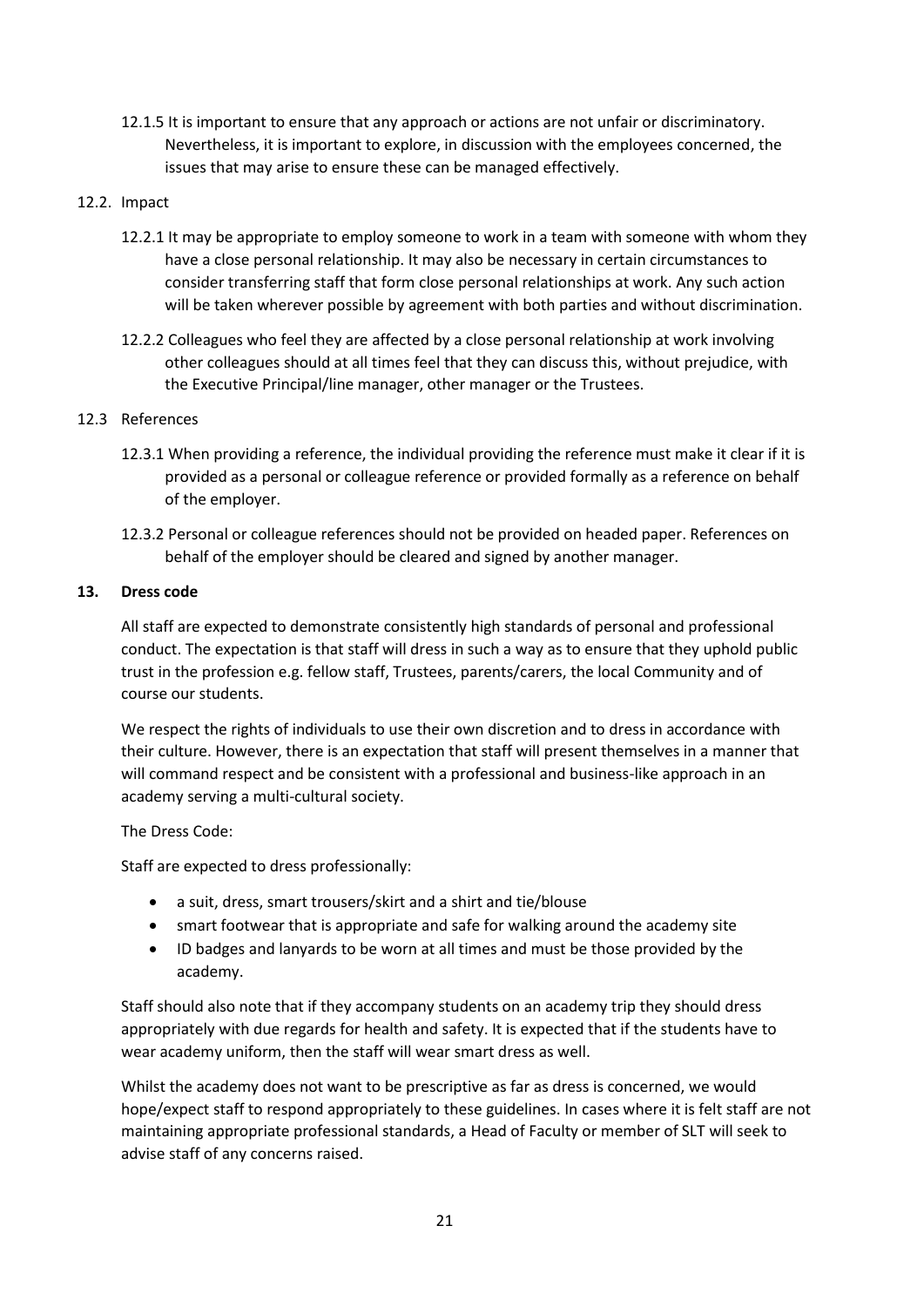12.1.5 It is important to ensure that any approach or actions are not unfair or discriminatory. Nevertheless, it is important to explore, in discussion with the employees concerned, the issues that may arise to ensure these can be managed effectively.

12.2. Impact

12.2.1 It may be appropriate to employ someone to work in a team with someone with whom they have a close personal relationship. It may also be necessary in certain circumstances to consider transferring staff that form close personal relationships at work. Any such action will be taken wherever possible by agreement with both parties and without discrimination.

12.2.2 Colleagues who feel they are affected by a close personal relationship at work involving other colleagues should at all times feel that they can discuss this, without prejudice, with the Executive Principal/line manager, other manager or the Trustees.

12.3 References

12.3.1 When providing a reference, the individual providing the reference must make it clear if it is provided as a personal or colleague reference or provided formally as a reference on behalf of the employer.

12.3.2 Personal or colleague references should not be provided on headed paper. References on behalf of the employer should be cleared and signed by another manager.

## 13. Dress code

All staff are expected to demonstrate consistently high standards of personal and professional conduct. The expectation is that staff will dress in such a way as to ensure that they uphold public trust in the profession e.g. fellow staff, Trustees, parents/carers, the local Community and of course our students.

We respect the rights of individuals to use their own discretion and to dress in accordance with their culture. However, there is an expectation that staff will present themselves in a manner that will command respect and be consistent with a professional and business-like approach in an academy serving a multi-cultural society.

The Dress Code:

Staff are expected to dress professionally:

- a suit, dress, smart trousers/skirt and a shirt and tie/blouse
- smart footwear that is appropriate and safe for walking around the academy site
- ID badges and lanyards to be worn at all times and must be those provided by the academy.

Staff should also note that if they accompany students on an academy trip they should dress appropriately with due regards for health and safety. It is expected that if the students have to wear academy uniform, then the staff will wear smart dress as well.

Whilst the academy does not want to be prescriptive as far as dress is concerned, we would hope/expect staff to respond appropriately to these guidelines. In cases where it is felt staff are not maintaining appropriate professional standards, a Head of Faculty or member of SLT will seek to advise staff of any concerns raised.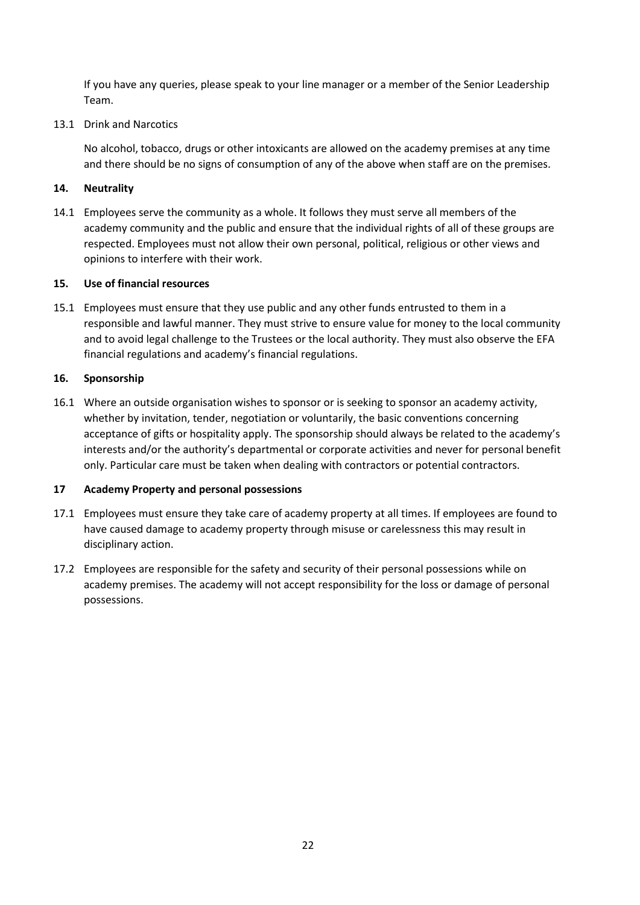If you have any queries, please speak to your line manager or a member of the Senior Leadership Team.

13.1 Drink and Narcotics

No alcohol, tobacco, drugs or other intoxicants are allowed on the academy premises at any time and there should be no signs of consumption of any of the above when staff are on the premises.

## 14. Neutrality

14.1 Employees serve the community as a whole. It follows they must serve all members of the academy community and the public and ensure that the individual rights of all of these groups are respected. Employees must not allow their own personal, political, religious or other views and opinions to interfere with their work.

## 15. Use of financial resources

15.1 Employees must ensure that they use public and any other funds entrusted to them in a responsible and lawful manner. They must strive to ensure value for money to the local community and to avoid legal challenge to the Trustees or the local authority. They must also observe the EFA financial regulations and academy's financial regulations.

## 16. Sponsorship

16.1 Where an outside organisation wishes to sponsor or is seeking to sponsor an academy activity, whether by invitation, tender, negotiation or voluntarily, the basic conventions concerning acceptance of gifts or hospitality apply. The sponsorship should always be related to the academy's interests and/or the authority's departmental or corporate activities and never for personal benefit only. Particular care must be taken when dealing with contractors or potential contractors.

## 17 Academy Property and personal possessions

17.1 Employees must ensure they take care of academy property at all times. If employees are found to have caused damage to academy property through misuse or carelessness this may result in disciplinary action.

17.2 Employees are responsible for the safety and security of their personal possessions while on academy premises. The academy will not accept responsibility for the loss or damage of personal possessions.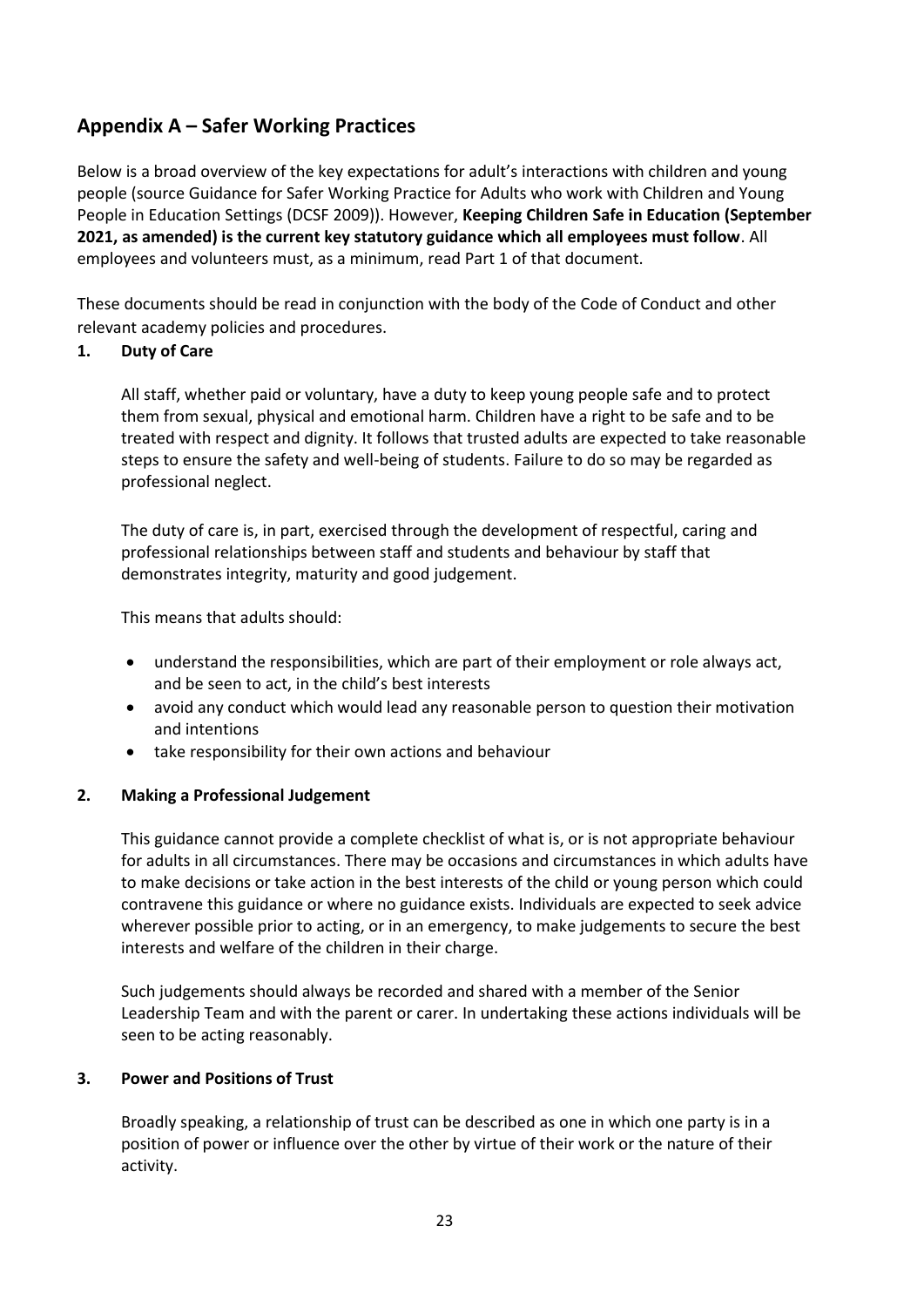## Appendix A – Safer Working Practices

Below is a broad overview of the key expectations for adult's interactions with children and young people (source Guidance for Safer Working Practice for Adults who work with Children and Young People in Education Settings (DCSF 2009)). However, **Keeping Children Safe in Education (September 2021, as amended) is the current key statutory guidance which all employees must follow**. All employees and volunteers must, as a minimum, read Part 1 of that document.

These documents should be read in conjunction with the body of the Code of Conduct and other relevant academy policies and procedures.

### 1. Duty of Care

All staff, whether paid or voluntary, have a duty to keep young people safe and to protect them from sexual, physical and emotional harm. Children have a right to be safe and to be treated with respect and dignity. It follows that trusted adults are expected to take reasonable steps to ensure the safety and well-being of students. Failure to do so may be regarded as professional neglect.

The duty of care is, in part, exercised through the development of respectful, caring and professional relationships between staff and students and behaviour by staff that demonstrates integrity, maturity and good judgement.

This means that adults should:

- understand the responsibilities, which are part of their employment or role always act, and be seen to act, in the child's best interests
- avoid any conduct which would lead any reasonable person to question their motivation and intentions
- take responsibility for their own actions and behaviour

### 2. Making a Professional Judgement

This guidance cannot provide a complete checklist of what is, or is not appropriate behaviour for adults in all circumstances. There may be occasions and circumstances in which adults have to make decisions or take action in the best interests of the child or young person which could contravene this guidance or where no guidance exists. Individuals are expected to seek advice wherever possible prior to acting, or in an emergency, to make judgements to secure the best interests and welfare of the children in their charge.

Such judgements should always be recorded and shared with a member of the Senior Leadership Team and with the parent or carer. In undertaking these actions individuals will be seen to be acting reasonably.

### 3. Power and Positions of Trust

Broadly speaking, a relationship of trust can be described as one in which one party is in a position of power or influence over the other by virtue of their work or the nature of their activity.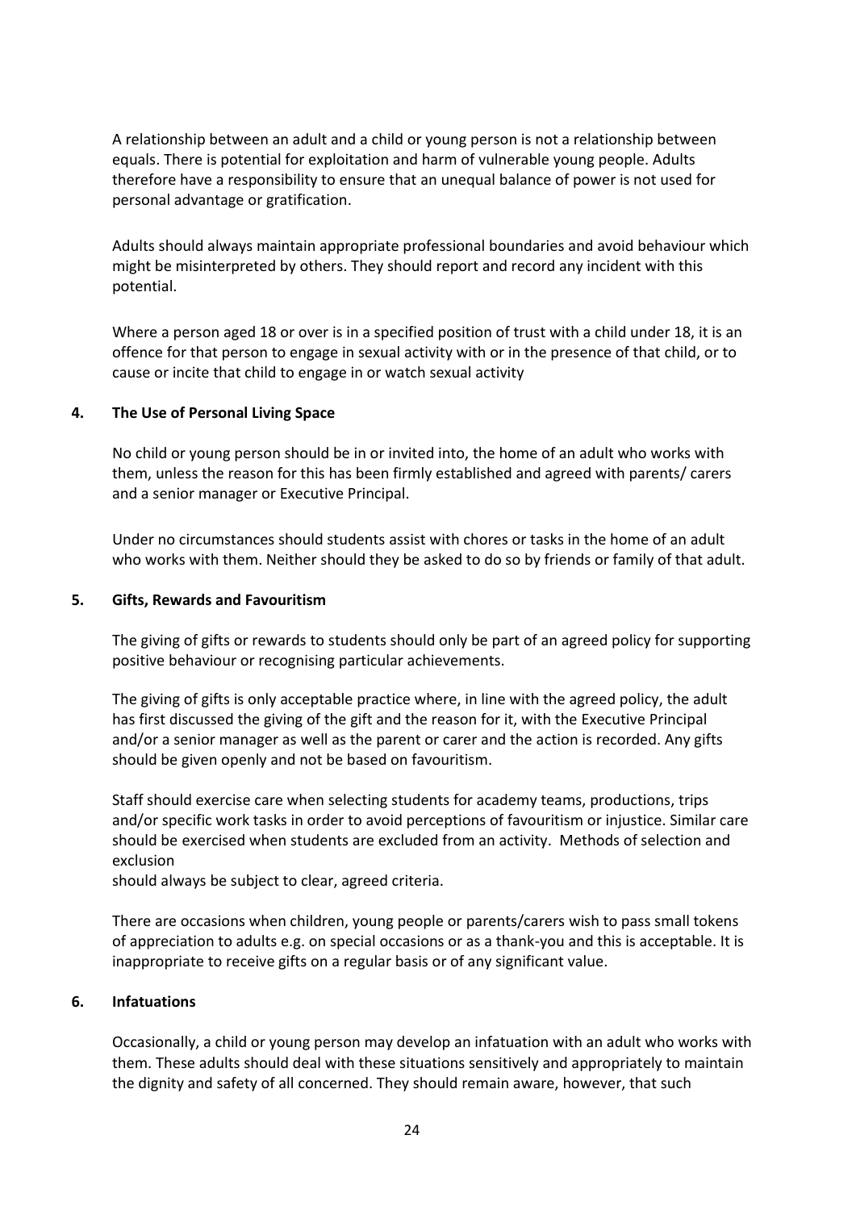A relationship between an adult and a child or young person is not a relationship between equals. There is potential for exploitation and harm of vulnerable young people. Adults therefore have a responsibility to ensure that an unequal balance of power is not used for personal advantage or gratification.

Adults should always maintain appropriate professional boundaries and avoid behaviour which might be misinterpreted by others. They should report and record any incident with this potential.

Where a person aged 18 or over is in a specified position of trust with a child under 18, it is an offence for that person to engage in sexual activity with or in the presence of that child, or to cause or incite that child to engage in or watch sexual activity

## 4. The Use of Personal Living Space

No child or young person should be in or invited into, the home of an adult who works with them, unless the reason for this has been firmly established and agreed with parents/ carers and a senior manager or Executive Principal.

Under no circumstances should students assist with chores or tasks in the home of an adult who works with them. Neither should they be asked to do so by friends or family of that adult.

## 5. Gifts, Rewards and Favouritism

The giving of gifts or rewards to students should only be part of an agreed policy for supporting positive behaviour or recognising particular achievements.

The giving of gifts is only acceptable practice where, in line with the agreed policy, the adult has first discussed the giving of the gift and the reason for it, with the Executive Principal and/or a senior manager as well as the parent or carer and the action is recorded. Any gifts should be given openly and not be based on favouritism.

Staff should exercise care when selecting students for academy teams, productions, trips and/or specific work tasks in order to avoid perceptions of favouritism or injustice. Similar care should be exercised when students are excluded from an activity. Methods of selection and exclusion should always be subject to clear, agreed criteria.

There are occasions when children, young people or parents/carers wish to pass small tokens of appreciation to adults e.g. on special occasions or as a thank-you and this is acceptable. It is inappropriate to receive gifts on a regular basis or of any significant value.

## 6. Infatuations

Occasionally, a child or young person may develop an infatuation with an adult who works with them. These adults should deal with these situations sensitively and appropriately to maintain the dignity and safety of all concerned. They should remain aware, however, that such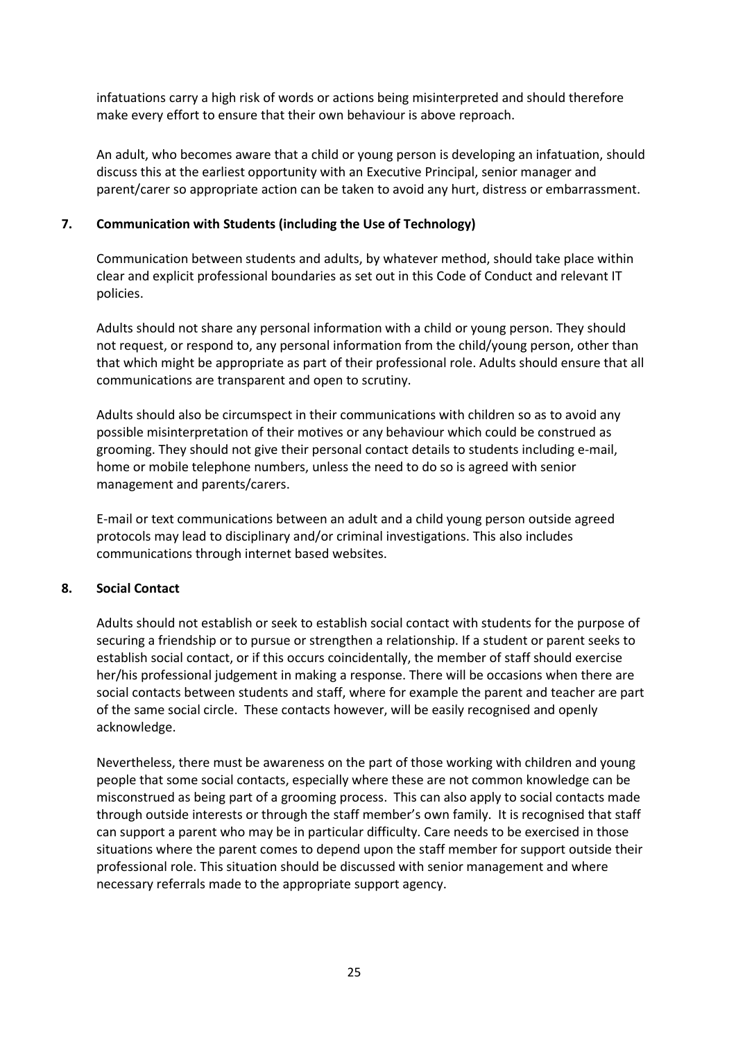infatuations carry a high risk of words or actions being misinterpreted and should therefore make every effort to ensure that their own behaviour is above reproach.

An adult, who becomes aware that a child or young person is developing an infatuation, should discuss this at the earliest opportunity with an Executive Principal, senior manager and parent/carer so appropriate action can be taken to avoid any hurt, distress or embarrassment.

## 7. Communication with Students (including the Use of Technology)

Communication between students and adults, by whatever method, should take place within clear and explicit professional boundaries as set out in this Code of Conduct and relevant IT policies.

Adults should not share any personal information with a child or young person. They should not request, or respond to, any personal information from the child/young person, other than that which might be appropriate as part of their professional role. Adults should ensure that all communications are transparent and open to scrutiny.

Adults should also be circumspect in their communications with children so as to avoid any possible misinterpretation of their motives or any behaviour which could be construed as grooming. They should not give their personal contact details to students including e-mail, home or mobile telephone numbers, unless the need to do so is agreed with senior management and parents/carers.

E-mail or text communications between an adult and a child young person outside agreed protocols may lead to disciplinary and/or criminal investigations. This also includes communications through internet based websites.

## 8. Social Contact

Adults should not establish or seek to establish social contact with students for the purpose of securing a friendship or to pursue or strengthen a relationship. If a student or parent seeks to establish social contact, or if this occurs coincidentally, the member of staff should exercise her/his professional judgement in making a response. There will be occasions when there are social contacts between students and staff, where for example the parent and teacher are part of the same social circle. These contacts however, will be easily recognised and openly acknowledge.

Nevertheless, there must be awareness on the part of those working with children and young people that some social contacts, especially where these are not common knowledge can be misconstrued as being part of a grooming process. This can also apply to social contacts made through outside interests or through the staff member's own family. It is recognised that staff can support a parent who may be in particular difficulty. Care needs to be exercised in those situations where the parent comes to depend upon the staff member for support outside their professional role. This situation should be discussed with senior management and where necessary referrals made to the appropriate support agency.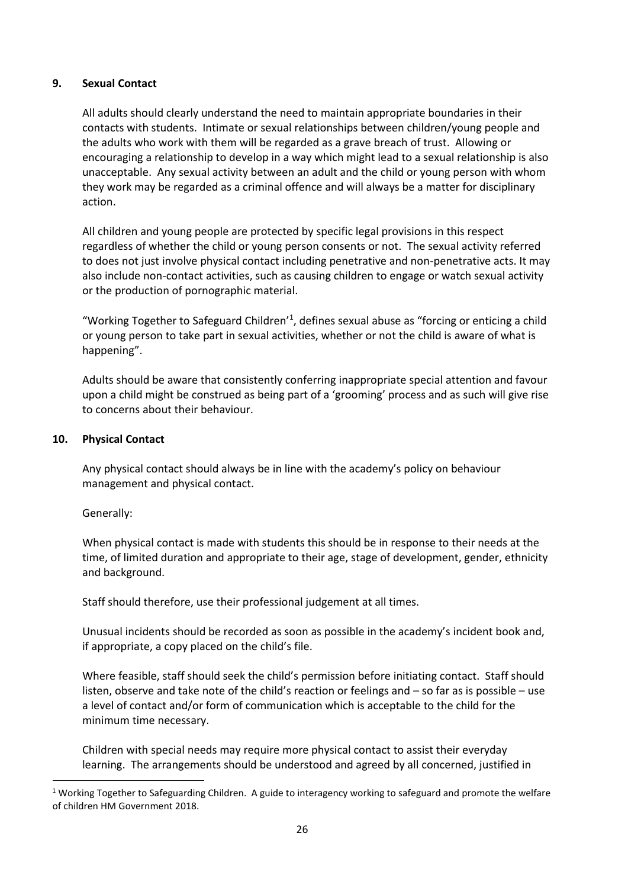## 9. Sexual Contact

All adults should clearly understand the need to maintain appropriate boundaries in their contacts with students. Intimate or sexual relationships between children/young people and the adults who work with them will be regarded as a grave breach of trust. Allowing or encouraging a relationship to develop in a way which might lead to a sexual relationship is also unacceptable. Any sexual activity between an adult and the child or young person with whom they work may be regarded as a criminal offence and will always be a matter for disciplinary action.

All children and young people are protected by specific legal provisions in this respect regardless of whether the child or young person consents or not. The sexual activity referred to does not just involve physical contact including penetrative and non-penetrative acts. It may also include non-contact activities, such as causing children to engage or watch sexual activity or the production of pornographic material.

"Working Together to Safeguard Children'[1], defines sexual abuse as "forcing or enticing a child or young person to take part in sexual activities, whether or not the child is aware of what is happening".

Adults should be aware that consistently conferring inappropriate special attention and favour upon a child might be construed as being part of a 'grooming' process and as such will give rise to concerns about their behaviour.

## 10. Physical Contact

Any physical contact should always be in line with the academy's policy on behaviour management and physical contact.

Generally:

When physical contact is made with students this should be in response to their needs at the time, of limited duration and appropriate to their age, stage of development, gender, ethnicity and background.

Staff should therefore, use their professional judgement at all times.

Unusual incidents should be recorded as soon as possible in the academy's incident book and, if appropriate, a copy placed on the child's file.

Where feasible, staff should seek the child's permission before initiating contact. Staff should listen, observe and take note of the child's reaction or feelings and – so far as is possible – use a level of contact and/or form of communication which is acceptable to the child for the minimum time necessary.

Children with special needs may require more physical contact to assist their everyday learning. The arrangements should be understood and agreed by all concerned, justified in

[1] Working Together to Safeguarding Children. A guide to interagency working to safeguard and promote the welfare of children HM Government 2018.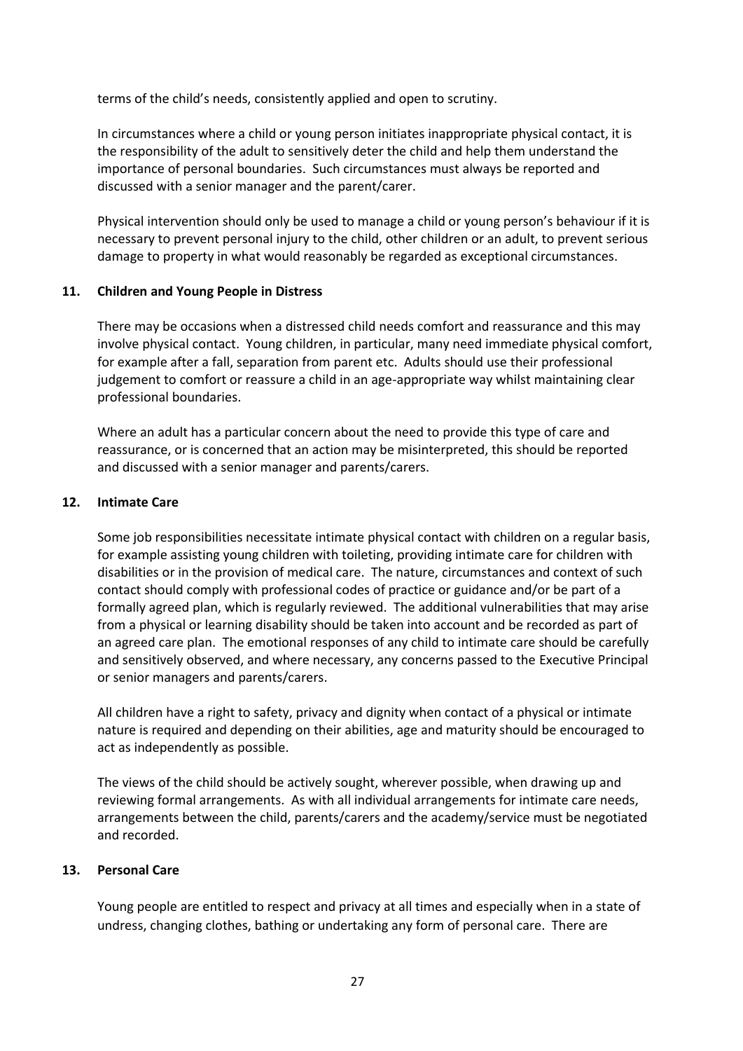terms of the child's needs, consistently applied and open to scrutiny.

In circumstances where a child or young person initiates inappropriate physical contact, it is the responsibility of the adult to sensitively deter the child and help them understand the importance of personal boundaries. Such circumstances must always be reported and discussed with a senior manager and the parent/carer.

Physical intervention should only be used to manage a child or young person's behaviour if it is necessary to prevent personal injury to the child, other children or an adult, to prevent serious damage to property in what would reasonably be regarded as exceptional circumstances.

## 11. Children and Young People in Distress

There may be occasions when a distressed child needs comfort and reassurance and this may involve physical contact. Young children, in particular, many need immediate physical comfort, for example after a fall, separation from parent etc. Adults should use their professional judgement to comfort or reassure a child in an age-appropriate way whilst maintaining clear professional boundaries.

Where an adult has a particular concern about the need to provide this type of care and reassurance, or is concerned that an action may be misinterpreted, this should be reported and discussed with a senior manager and parents/carers.

## 12. Intimate Care

Some job responsibilities necessitate intimate physical contact with children on a regular basis, for example assisting young children with toileting, providing intimate care for children with disabilities or in the provision of medical care. The nature, circumstances and context of such contact should comply with professional codes of practice or guidance and/or be part of a formally agreed plan, which is regularly reviewed. The additional vulnerabilities that may arise from a physical or learning disability should be taken into account and be recorded as part of an agreed care plan. The emotional responses of any child to intimate care should be carefully and sensitively observed, and where necessary, any concerns passed to the Executive Principal or senior managers and parents/carers.

All children have a right to safety, privacy and dignity when contact of a physical or intimate nature is required and depending on their abilities, age and maturity should be encouraged to act as independently as possible.

The views of the child should be actively sought, wherever possible, when drawing up and reviewing formal arrangements. As with all individual arrangements for intimate care needs, arrangements between the child, parents/carers and the academy/service must be negotiated and recorded.

## 13. Personal Care

Young people are entitled to respect and privacy at all times and especially when in a state of undress, changing clothes, bathing or undertaking any form of personal care. There are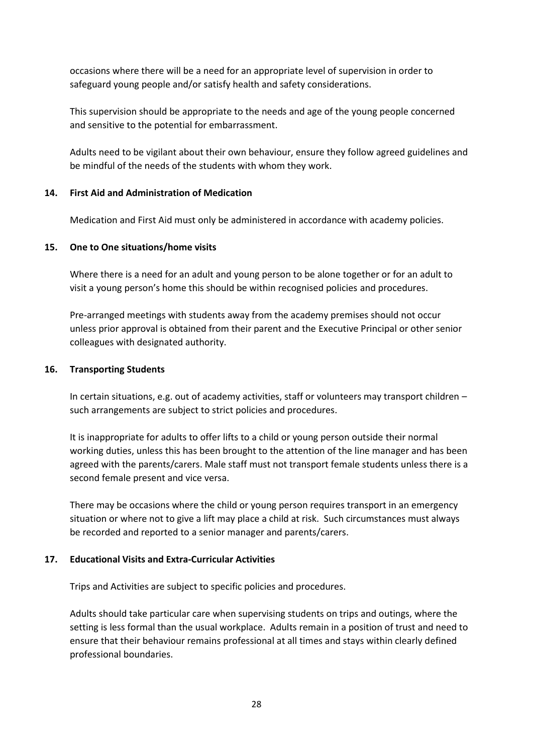occasions where there will be a need for an appropriate level of supervision in order to safeguard young people and/or satisfy health and safety considerations.

This supervision should be appropriate to the needs and age of the young people concerned and sensitive to the potential for embarrassment.

Adults need to be vigilant about their own behaviour, ensure they follow agreed guidelines and be mindful of the needs of the students with whom they work.

### 14. First Aid and Administration of Medication

Medication and First Aid must only be administered in accordance with academy policies.

### 15. One to One situations/home visits

Where there is a need for an adult and young person to be alone together or for an adult to visit a young person's home this should be within recognised policies and procedures.

Pre-arranged meetings with students away from the academy premises should not occur unless prior approval is obtained from their parent and the Executive Principal or other senior colleagues with designated authority.

### 16. Transporting Students

In certain situations, e.g. out of academy activities, staff or volunteers may transport children – such arrangements are subject to strict policies and procedures.

It is inappropriate for adults to offer lifts to a child or young person outside their normal working duties, unless this has been brought to the attention of the line manager and has been agreed with the parents/carers. Male staff must not transport female students unless there is a second female present and vice versa.

There may be occasions where the child or young person requires transport in an emergency situation or where not to give a lift may place a child at risk. Such circumstances must always be recorded and reported to a senior manager and parents/carers.

### 17. Educational Visits and Extra-Curricular Activities

Trips and Activities are subject to specific policies and procedures.

Adults should take particular care when supervising students on trips and outings, where the setting is less formal than the usual workplace. Adults remain in a position of trust and need to ensure that their behaviour remains professional at all times and stays within clearly defined professional boundaries.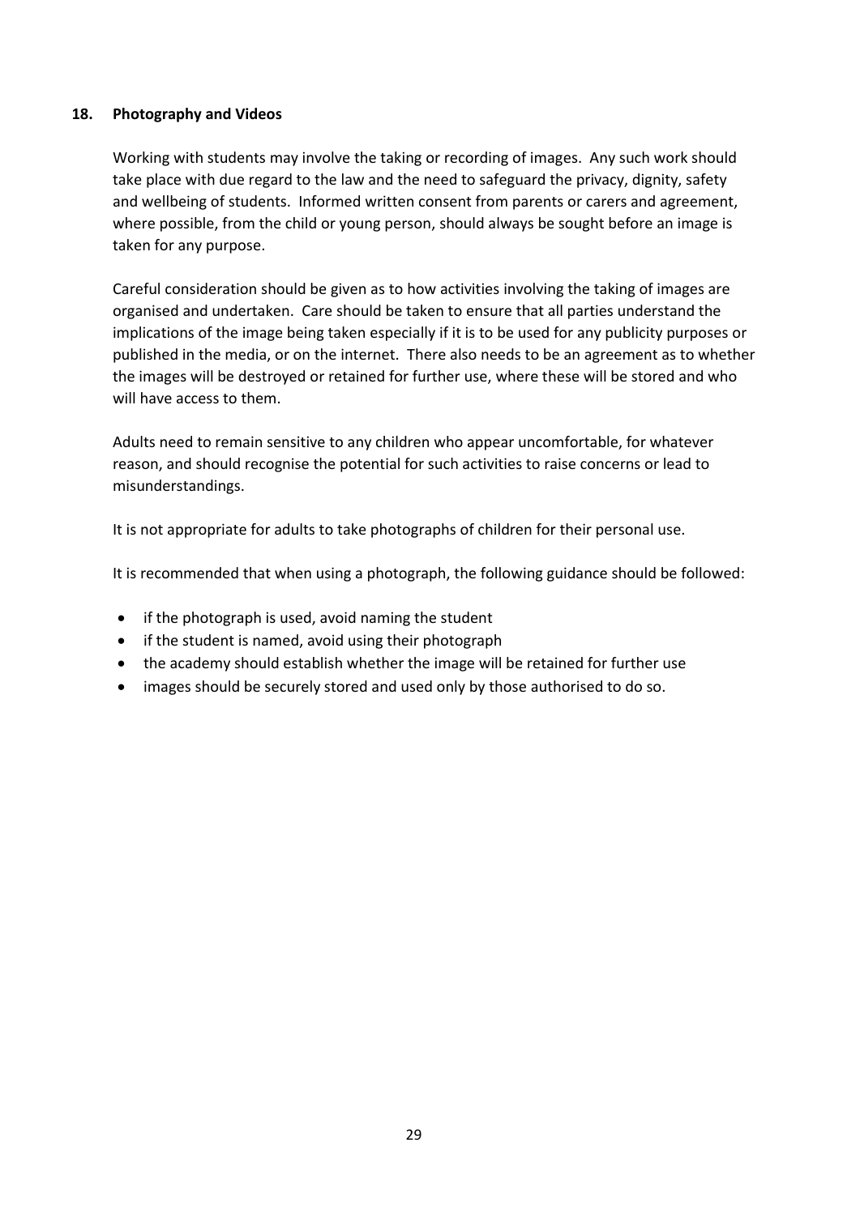## 18. Photography and Videos

Working with students may involve the taking or recording of images. Any such work should take place with due regard to the law and the need to safeguard the privacy, dignity, safety and wellbeing of students. Informed written consent from parents or carers and agreement, where possible, from the child or young person, should always be sought before an image is taken for any purpose.

Careful consideration should be given as to how activities involving the taking of images are organised and undertaken. Care should be taken to ensure that all parties understand the implications of the image being taken especially if it is to be used for any publicity purposes or published in the media, or on the internet. There also needs to be an agreement as to whether the images will be destroyed or retained for further use, where these will be stored and who will have access to them.

Adults need to remain sensitive to any children who appear uncomfortable, for whatever reason, and should recognise the potential for such activities to raise concerns or lead to misunderstandings.

It is not appropriate for adults to take photographs of children for their personal use.

It is recommended that when using a photograph, the following guidance should be followed:

- if the photograph is used, avoid naming the student
- if the student is named, avoid using their photograph
- the academy should establish whether the image will be retained for further use
- images should be securely stored and used only by those authorised to do so.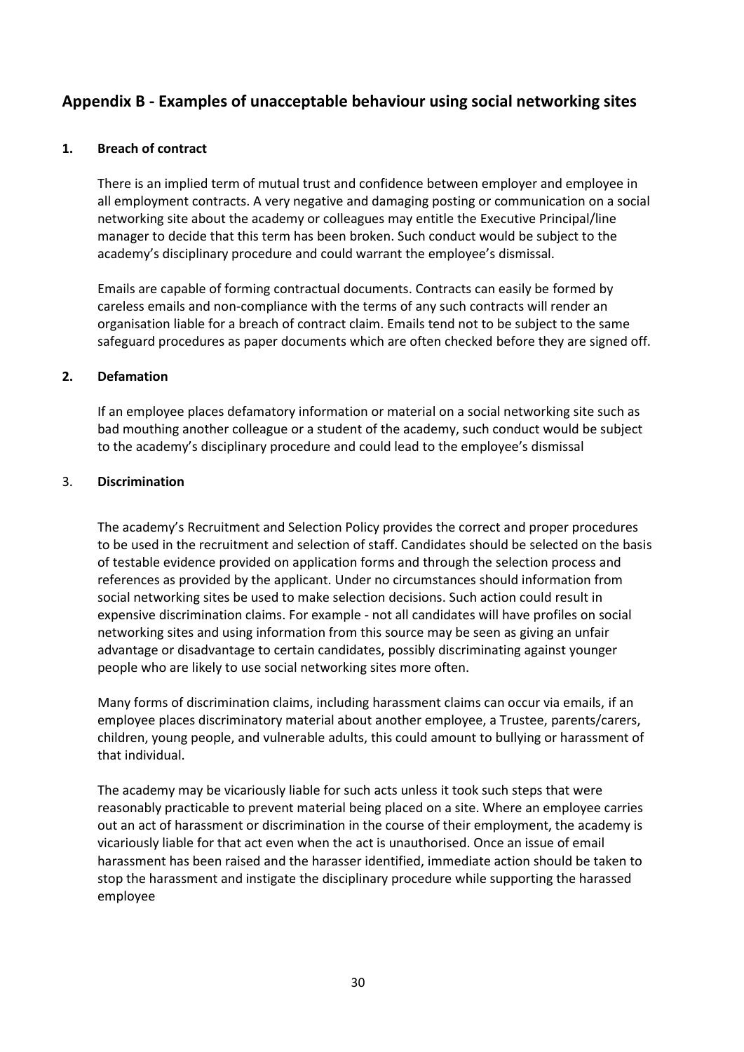## Appendix B - Examples of unacceptable behaviour using social networking sites

### 1. Breach of contract

There is an implied term of mutual trust and confidence between employer and employee in all employment contracts. A very negative and damaging posting or communication on a social networking site about the academy or colleagues may entitle the Executive Principal/line manager to decide that this term has been broken. Such conduct would be subject to the academy's disciplinary procedure and could warrant the employee's dismissal.

Emails are capable of forming contractual documents. Contracts can easily be formed by careless emails and non-compliance with the terms of any such contracts will render an organisation liable for a breach of contract claim. Emails tend not to be subject to the same safeguard procedures as paper documents which are often checked before they are signed off.

### 2. Defamation

If an employee places defamatory information or material on a social networking site such as bad mouthing another colleague or a student of the academy, such conduct would be subject to the academy's disciplinary procedure and could lead to the employee's dismissal

### 3. Discrimination

The academy's Recruitment and Selection Policy provides the correct and proper procedures to be used in the recruitment and selection of staff. Candidates should be selected on the basis of testable evidence provided on application forms and through the selection process and references as provided by the applicant. Under no circumstances should information from social networking sites be used to make selection decisions. Such action could result in expensive discrimination claims. For example - not all candidates will have profiles on social networking sites and using information from this source may be seen as giving an unfair advantage or disadvantage to certain candidates, possibly discriminating against younger people who are likely to use social networking sites more often.

Many forms of discrimination claims, including harassment claims can occur via emails, if an employee places discriminatory material about another employee, a Trustee, parents/carers, children, young people, and vulnerable adults, this could amount to bullying or harassment of that individual.

The academy may be vicariously liable for such acts unless it took such steps that were reasonably practicable to prevent material being placed on a site. Where an employee carries out an act of harassment or discrimination in the course of their employment, the academy is vicariously liable for that act even when the act is unauthorised. Once an issue of email harassment has been raised and the harasser identified, immediate action should be taken to stop the harassment and instigate the disciplinary procedure while supporting the harassed employee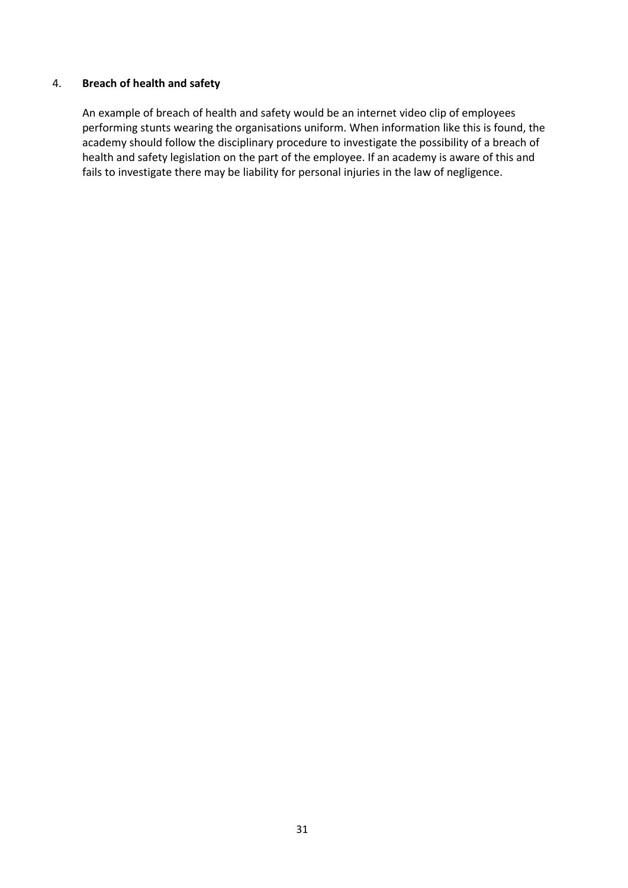## 4. **Breach of health and safety**

An example of breach of health and safety would be an internet video clip of employees performing stunts wearing the organisations uniform. When information like this is found, the academy should follow the disciplinary procedure to investigate the possibility of a breach of health and safety legislation on the part of the employee. If an academy is aware of this and fails to investigate there may be liability for personal injuries in the law of negligence.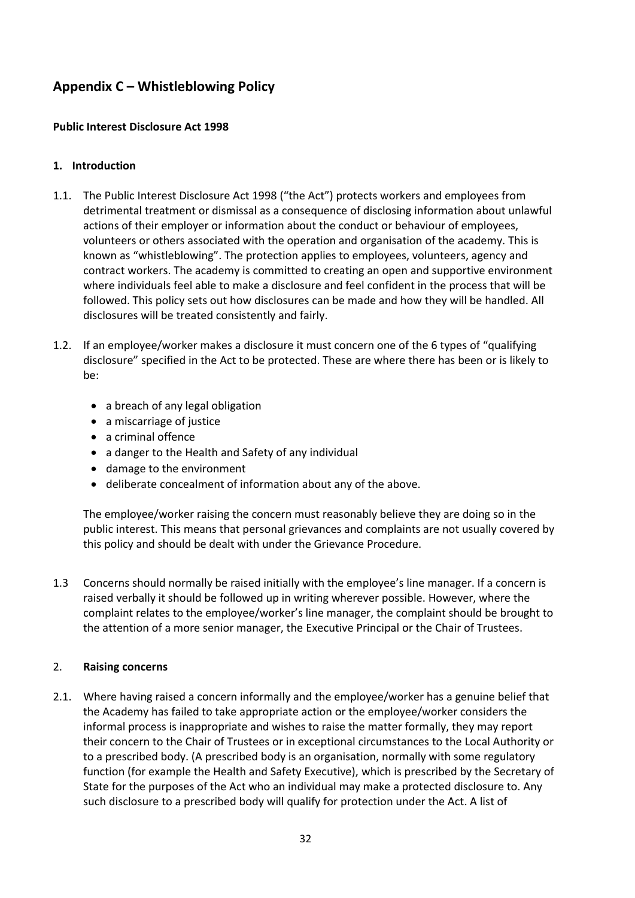## Appendix C – Whistleblowing Policy

**Public Interest Disclosure Act 1998**

### 1. Introduction

1.1. The Public Interest Disclosure Act 1998 ("the Act") protects workers and employees from detrimental treatment or dismissal as a consequence of disclosing information about unlawful actions of their employer or information about the conduct or behaviour of employees, volunteers or others associated with the operation and organisation of the academy. This is known as "whistleblowing". The protection applies to employees, volunteers, agency and contract workers. The academy is committed to creating an open and supportive environment where individuals feel able to make a disclosure and feel confident in the process that will be followed. This policy sets out how disclosures can be made and how they will be handled. All disclosures will be treated consistently and fairly.

1.2. If an employee/worker makes a disclosure it must concern one of the 6 types of "qualifying disclosure" specified in the Act to be protected. These are where there has been or is likely to be:

- a breach of any legal obligation
- a miscarriage of justice
- a criminal offence
- a danger to the Health and Safety of any individual
- damage to the environment
- deliberate concealment of information about any of the above.

The employee/worker raising the concern must reasonably believe they are doing so in the public interest. This means that personal grievances and complaints are not usually covered by this policy and should be dealt with under the Grievance Procedure.

1.3 Concerns should normally be raised initially with the employee's line manager. If a concern is raised verbally it should be followed up in writing wherever possible. However, where the complaint relates to the employee/worker's line manager, the complaint should be brought to the attention of a more senior manager, the Executive Principal or the Chair of Trustees.

### 2. Raising concerns

2.1. Where having raised a concern informally and the employee/worker has a genuine belief that the Academy has failed to take appropriate action or the employee/worker considers the informal process is inappropriate and wishes to raise the matter formally, they may report their concern to the Chair of Trustees or in exceptional circumstances to the Local Authority or to a prescribed body. (A prescribed body is an organisation, normally with some regulatory function (for example the Health and Safety Executive), which is prescribed by the Secretary of State for the purposes of the Act who an individual may make a protected disclosure to. Any such disclosure to a prescribed body will qualify for protection under the Act. A list of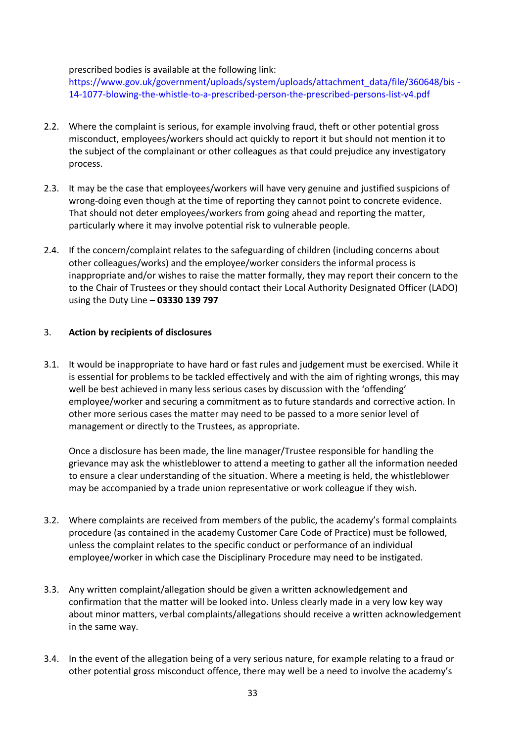prescribed bodies is available at the following link: https://www.gov.uk/government/uploads/system/uploads/attachment_data/file/360648/bis-14-1077-blowing-the-whistle-to-a-prescribed-person-the-prescribed-persons-list-v4.pdf

2.2. Where the complaint is serious, for example involving fraud, theft or other potential gross misconduct, employees/workers should act quickly to report it but should not mention it to the subject of the complainant or other colleagues as that could prejudice any investigatory process.

2.3. It may be the case that employees/workers will have very genuine and justified suspicions of wrong-doing even though at the time of reporting they cannot point to concrete evidence. That should not deter employees/workers from going ahead and reporting the matter, particularly where it may involve potential risk to vulnerable people.

2.4. If the concern/complaint relates to the safeguarding of children (including concerns about other colleagues/works) and the employee/worker considers the informal process is inappropriate and/or wishes to raise the matter formally, they may report their concern to the to the Chair of Trustees or they should contact their Local Authority Designated Officer (LADO) using the Duty Line – **03330 139 797**

## 3. Action by recipients of disclosures

3.1. It would be inappropriate to have hard or fast rules and judgement must be exercised. While it is essential for problems to be tackled effectively and with the aim of righting wrongs, this may well be best achieved in many less serious cases by discussion with the 'offending' employee/worker and securing a commitment as to future standards and corrective action. In other more serious cases the matter may need to be passed to a more senior level of management or directly to the Trustees, as appropriate.

Once a disclosure has been made, the line manager/Trustee responsible for handling the grievance may ask the whistleblower to attend a meeting to gather all the information needed to ensure a clear understanding of the situation. Where a meeting is held, the whistleblower may be accompanied by a trade union representative or work colleague if they wish.

3.2. Where complaints are received from members of the public, the academy's formal complaints procedure (as contained in the academy Customer Care Code of Practice) must be followed, unless the complaint relates to the specific conduct or performance of an individual employee/worker in which case the Disciplinary Procedure may need to be instigated.

3.3. Any written complaint/allegation should be given a written acknowledgement and confirmation that the matter will be looked into. Unless clearly made in a very low key way about minor matters, verbal complaints/allegations should receive a written acknowledgement in the same way.

3.4. In the event of the allegation being of a very serious nature, for example relating to a fraud or other potential gross misconduct offence, there may well be a need to involve the academy's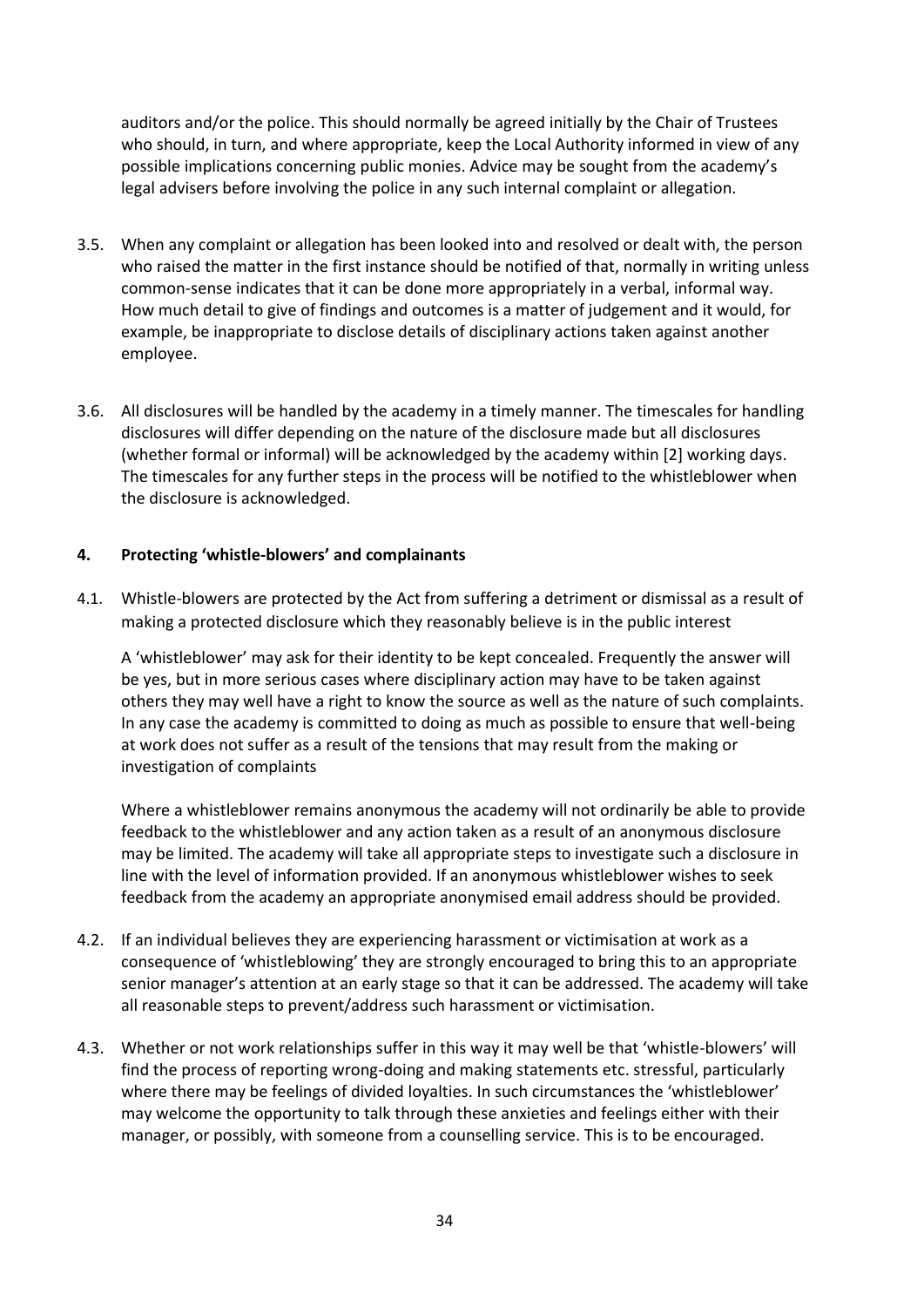auditors and/or the police. This should normally be agreed initially by the Chair of Trustees who should, in turn, and where appropriate, keep the Local Authority informed in view of any possible implications concerning public monies. Advice may be sought from the academy's legal advisers before involving the police in any such internal complaint or allegation.

3.5. When any complaint or allegation has been looked into and resolved or dealt with, the person who raised the matter in the first instance should be notified of that, normally in writing unless common-sense indicates that it can be done more appropriately in a verbal, informal way. How much detail to give of findings and outcomes is a matter of judgement and it would, for example, be inappropriate to disclose details of disciplinary actions taken against another employee.

3.6. All disclosures will be handled by the academy in a timely manner. The timescales for handling disclosures will differ depending on the nature of the disclosure made but all disclosures (whether formal or informal) will be acknowledged by the academy within [2] working days. The timescales for any further steps in the process will be notified to the whistleblower when the disclosure is acknowledged.

#### 4. Protecting 'whistle-blowers' and complainants

4.1. Whistle-blowers are protected by the Act from suffering a detriment or dismissal as a result of making a protected disclosure which they reasonably believe is in the public interest

A 'whistleblower' may ask for their identity to be kept concealed. Frequently the answer will be yes, but in more serious cases where disciplinary action may have to be taken against others they may well have a right to know the source as well as the nature of such complaints. In any case the academy is committed to doing as much as possible to ensure that well-being at work does not suffer as a result of the tensions that may result from the making or investigation of complaints

Where a whistleblower remains anonymous the academy will not ordinarily be able to provide feedback to the whistleblower and any action taken as a result of an anonymous disclosure may be limited. The academy will take all appropriate steps to investigate such a disclosure in line with the level of information provided. If an anonymous whistleblower wishes to seek feedback from the academy an appropriate anonymised email address should be provided.

4.2. If an individual believes they are experiencing harassment or victimisation at work as a consequence of 'whistleblowing' they are strongly encouraged to bring this to an appropriate senior manager's attention at an early stage so that it can be addressed. The academy will take all reasonable steps to prevent/address such harassment or victimisation.

4.3. Whether or not work relationships suffer in this way it may well be that 'whistle-blowers' will find the process of reporting wrong-doing and making statements etc. stressful, particularly where there may be feelings of divided loyalties. In such circumstances the 'whistleblower' may welcome the opportunity to talk through these anxieties and feelings either with their manager, or possibly, with someone from a counselling service. This is to be encouraged.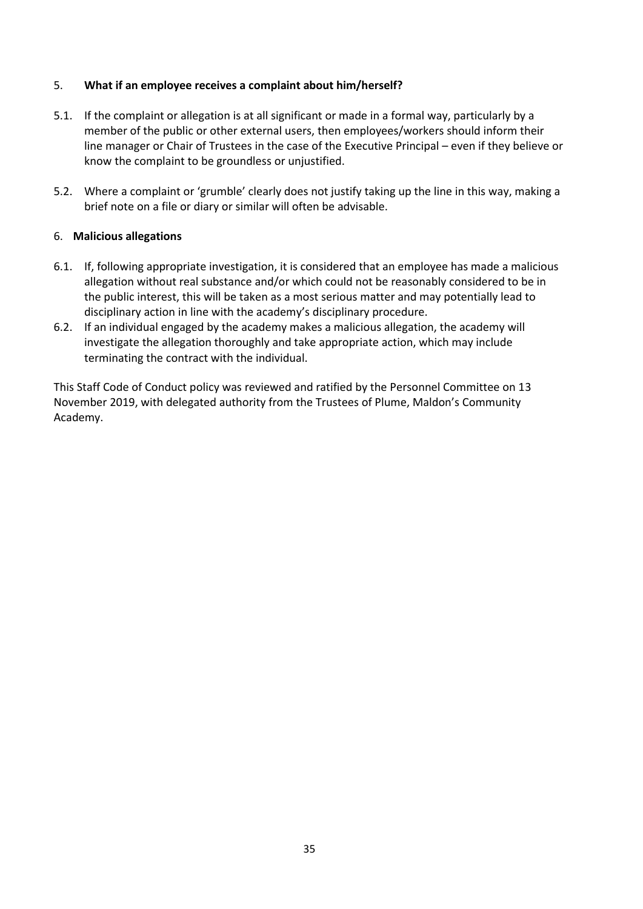## 5. **What if an employee receives a complaint about him/herself?**

5.1. If the complaint or allegation is at all significant or made in a formal way, particularly by a member of the public or other external users, then employees/workers should inform their line manager or Chair of Trustees in the case of the Executive Principal – even if they believe or know the complaint to be groundless or unjustified.

5.2. Where a complaint or 'grumble' clearly does not justify taking up the line in this way, making a brief note on a file or diary or similar will often be advisable.

## 6. **Malicious allegations**

6.1. If, following appropriate investigation, it is considered that an employee has made a malicious allegation without real substance and/or which could not be reasonably considered to be in the public interest, this will be taken as a most serious matter and may potentially lead to disciplinary action in line with the academy's disciplinary procedure.

6.2. If an individual engaged by the academy makes a malicious allegation, the academy will investigate the allegation thoroughly and take appropriate action, which may include terminating the contract with the individual.

This Staff Code of Conduct policy was reviewed and ratified by the Personnel Committee on 13 November 2019, with delegated authority from the Trustees of Plume, Maldon's Community Academy.